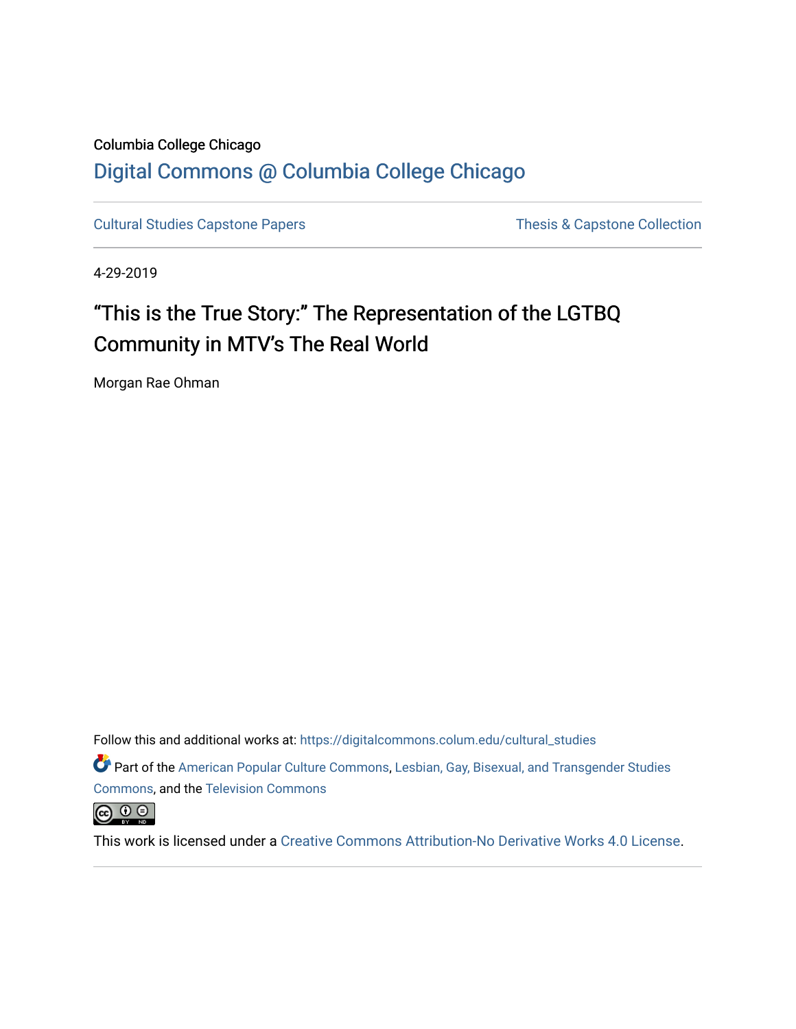Columbia College Chicago

## Digital Commons @ Columbia College Chicago

Cultural Studies Capstone Papers

Thesis & Capstone Collection

4-29-2019

# "This is the True Story:" The Representation of the LGTBQ Community in MTV's The Real World

Morgan Rae Ohman

Follow this and additional works at: https://digitalcommons.colum.edu/cultural_studies

Part of the American Popular Culture Commons, Lesbian, Gay, Bisexual, and Transgender Studies Commons, and the Television Commons

This work is licensed under a Creative Commons Attribution-No Derivative Works 4.0 License.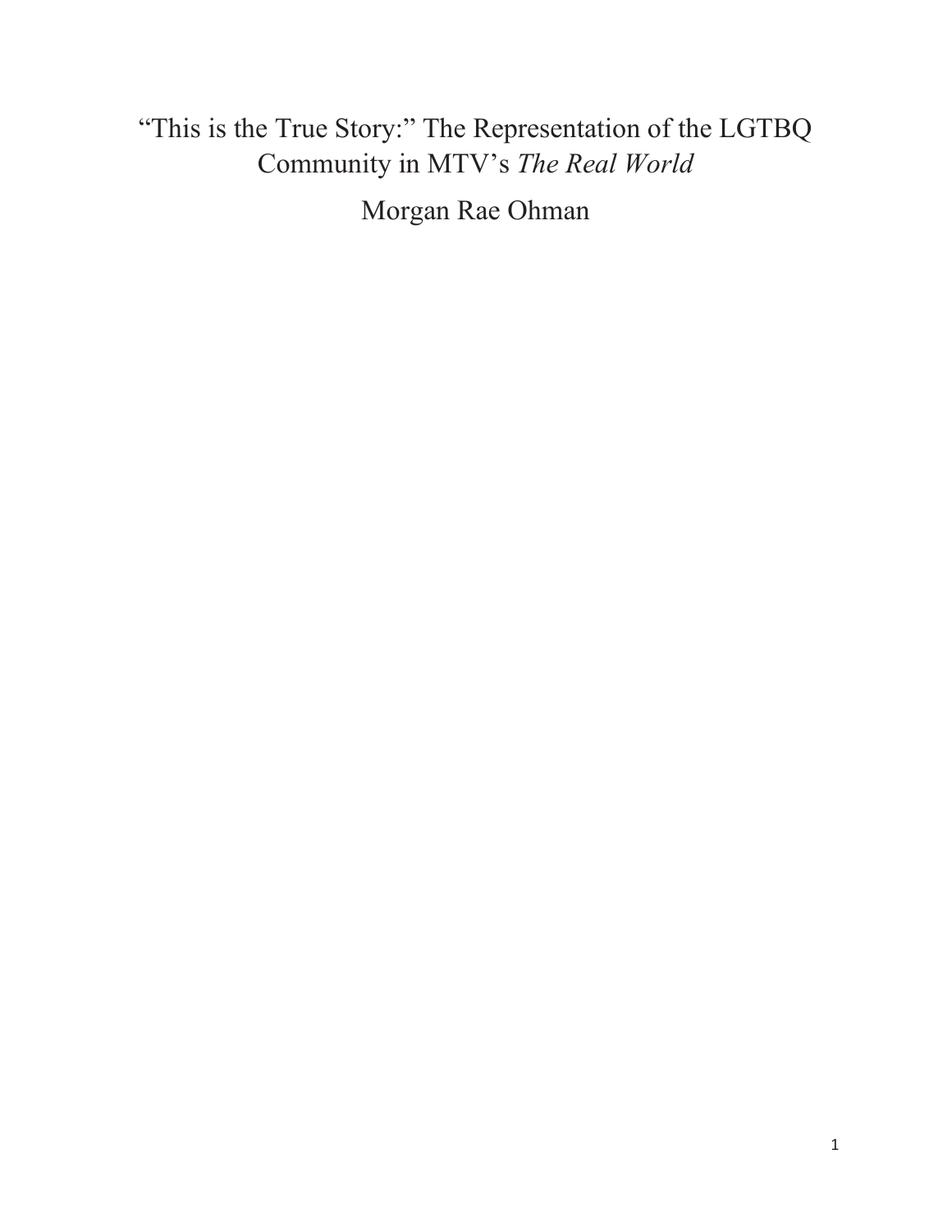# "This is the True Story:" The Representation of the LGTBQ Community in MTV's *The Real World*

Morgan Rae Ohman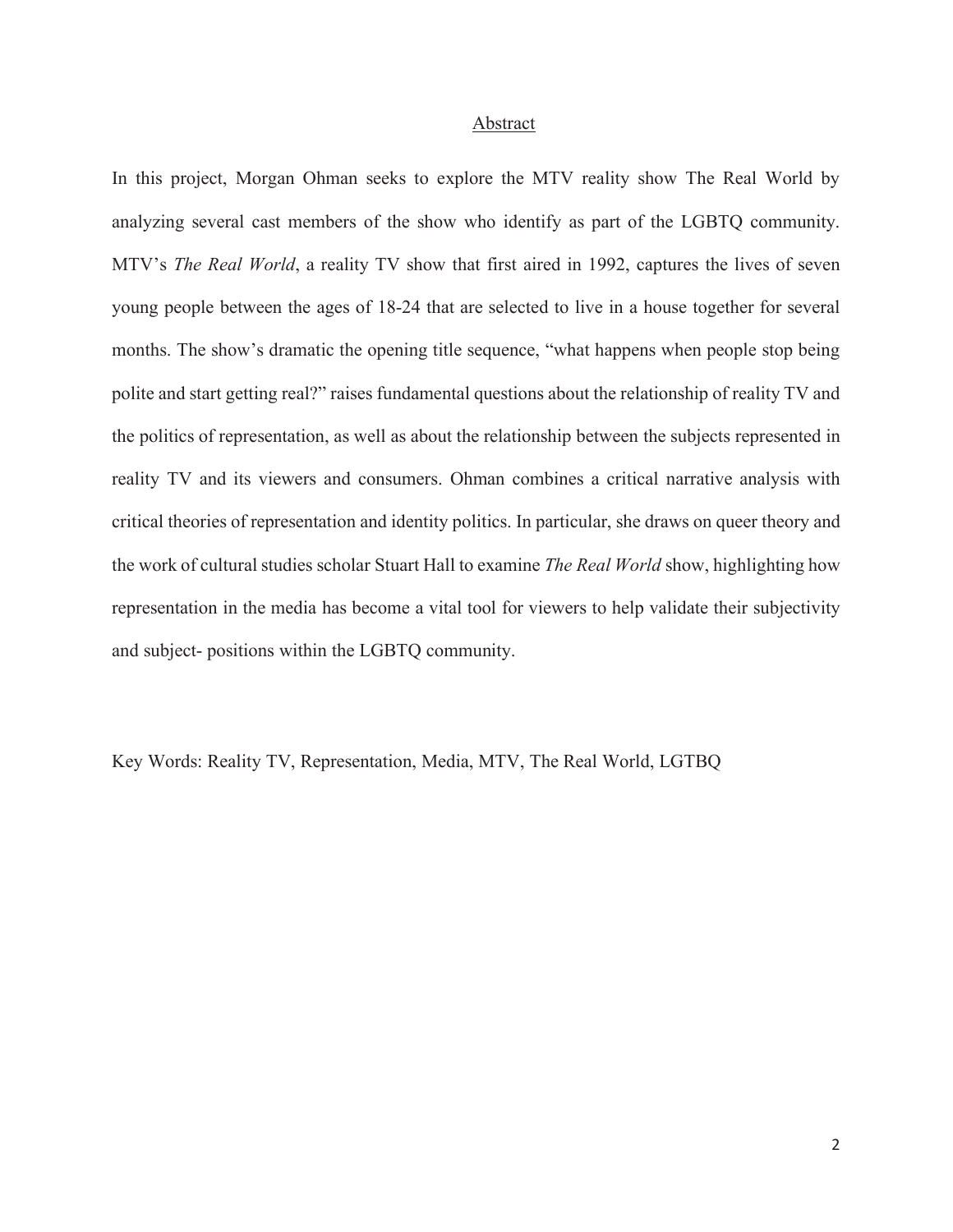## Abstract

In this project, Morgan Ohman seeks to explore the MTV reality show The Real World by analyzing several cast members of the show who identify as part of the LGBTQ community. MTV's *The Real World*, a reality TV show that first aired in 1992, captures the lives of seven young people between the ages of 18-24 that are selected to live in a house together for several months. The show's dramatic the opening title sequence, "what happens when people stop being polite and start getting real?" raises fundamental questions about the relationship of reality TV and the politics of representation, as well as about the relationship between the subjects represented in reality TV and its viewers and consumers. Ohman combines a critical narrative analysis with critical theories of representation and identity politics. In particular, she draws on queer theory and the work of cultural studies scholar Stuart Hall to examine *The Real World* show, highlighting how representation in the media has become a vital tool for viewers to help validate their subjectivity and subject- positions within the LGBTQ community.

Key Words: Reality TV, Representation, Media, MTV, The Real World, LGTBQ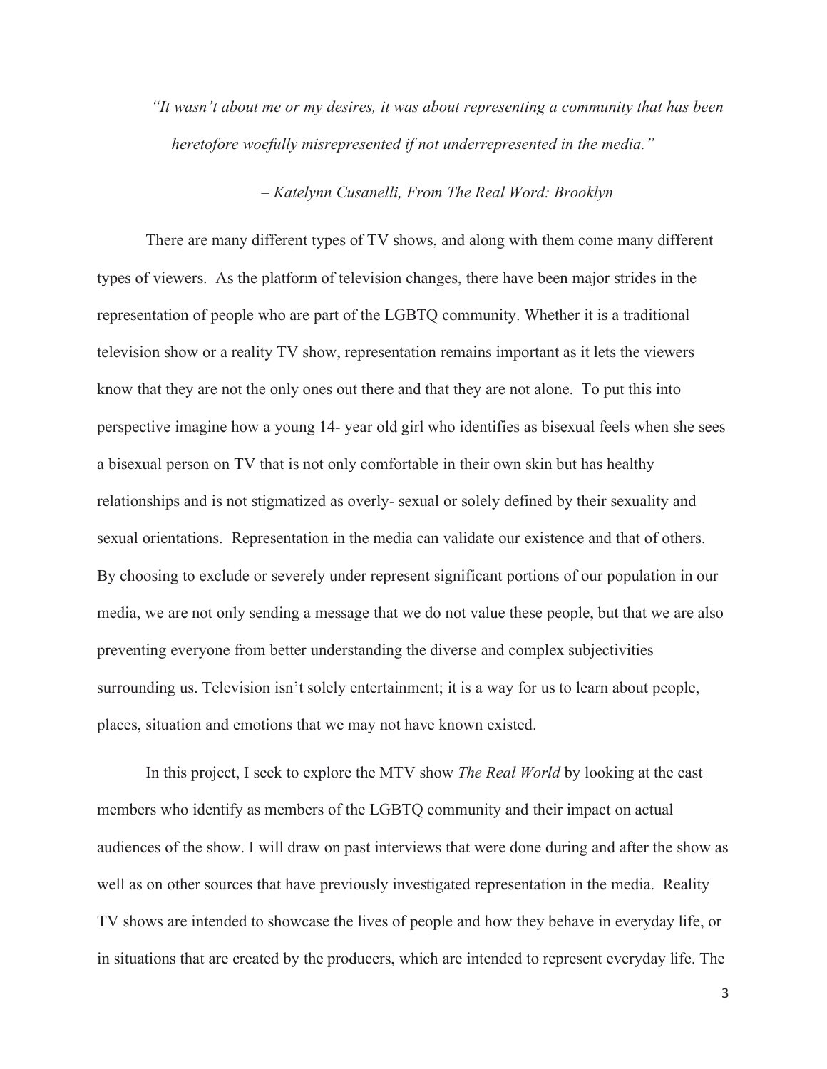*"It wasn't about me or my desires, it was about representing a community that has been heretofore woefully misrepresented if not underrepresented in the media."*

*– Katelynn Cusanelli, From The Real Word: Brooklyn*

There are many different types of TV shows, and along with them come many different types of viewers. As the platform of television changes, there have been major strides in the representation of people who are part of the LGBTQ community. Whether it is a traditional television show or a reality TV show, representation remains important as it lets the viewers know that they are not the only ones out there and that they are not alone. To put this into perspective imagine how a young 14- year old girl who identifies as bisexual feels when she sees a bisexual person on TV that is not only comfortable in their own skin but has healthy relationships and is not stigmatized as overly- sexual or solely defined by their sexuality and sexual orientations. Representation in the media can validate our existence and that of others. By choosing to exclude or severely under represent significant portions of our population in our media, we are not only sending a message that we do not value these people, but that we are also preventing everyone from better understanding the diverse and complex subjectivities surrounding us. Television isn't solely entertainment; it is a way for us to learn about people, places, situation and emotions that we may not have known existed.

In this project, I seek to explore the MTV show *The Real World* by looking at the cast members who identify as members of the LGBTQ community and their impact on actual audiences of the show. I will draw on past interviews that were done during and after the show as well as on other sources that have previously investigated representation in the media. Reality TV shows are intended to showcase the lives of people and how they behave in everyday life, or in situations that are created by the producers, which are intended to represent everyday life. The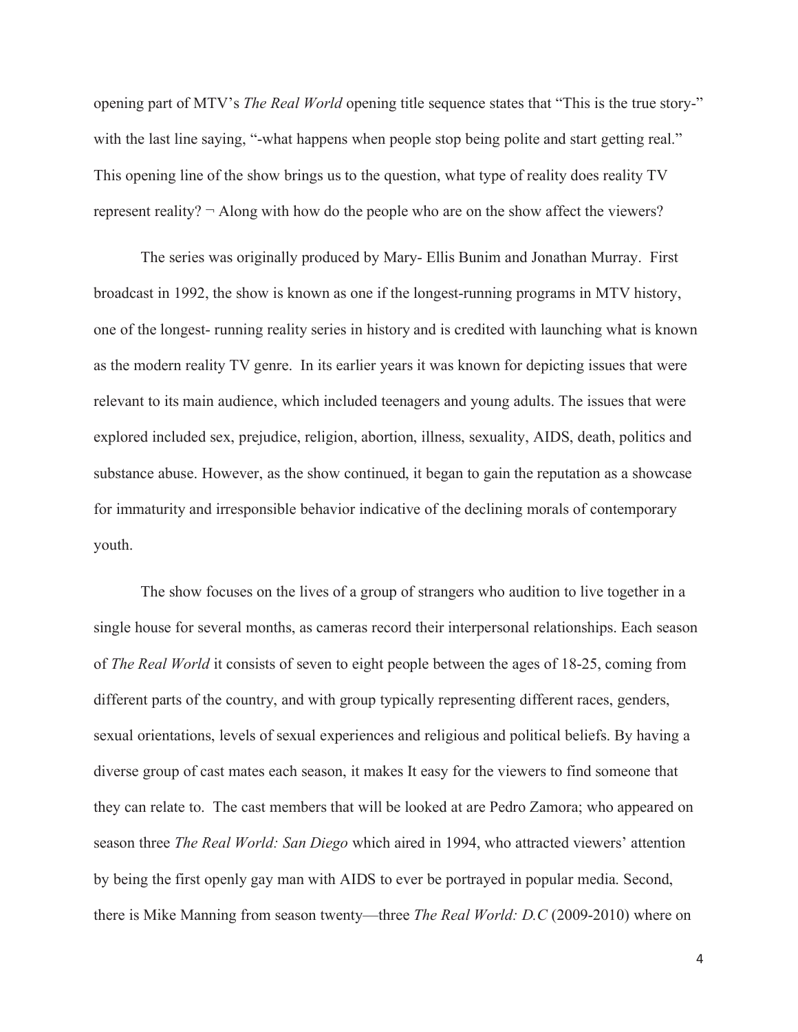opening part of MTV's *The Real World* opening title sequence states that "This is the true story-" with the last line saying, "-what happens when people stop being polite and start getting real." This opening line of the show brings us to the question, what type of reality does reality TV represent reality? ¬ Along with how do the people who are on the show affect the viewers?

The series was originally produced by Mary- Ellis Bunim and Jonathan Murray. First broadcast in 1992, the show is known as one if the longest-running programs in MTV history, one of the longest- running reality series in history and is credited with launching what is known as the modern reality TV genre. In its earlier years it was known for depicting issues that were relevant to its main audience, which included teenagers and young adults. The issues that were explored included sex, prejudice, religion, abortion, illness, sexuality, AIDS, death, politics and substance abuse. However, as the show continued, it began to gain the reputation as a showcase for immaturity and irresponsible behavior indicative of the declining morals of contemporary youth.

The show focuses on the lives of a group of strangers who audition to live together in a single house for several months, as cameras record their interpersonal relationships. Each season of *The Real World* it consists of seven to eight people between the ages of 18-25, coming from different parts of the country, and with group typically representing different races, genders, sexual orientations, levels of sexual experiences and religious and political beliefs. By having a diverse group of cast mates each season, it makes It easy for the viewers to find someone that they can relate to. The cast members that will be looked at are Pedro Zamora; who appeared on season three *The Real World: San Diego* which aired in 1994, who attracted viewers' attention by being the first openly gay man with AIDS to ever be portrayed in popular media. Second, there is Mike Manning from season twenty—three *The Real World: D.C* (2009-2010) where on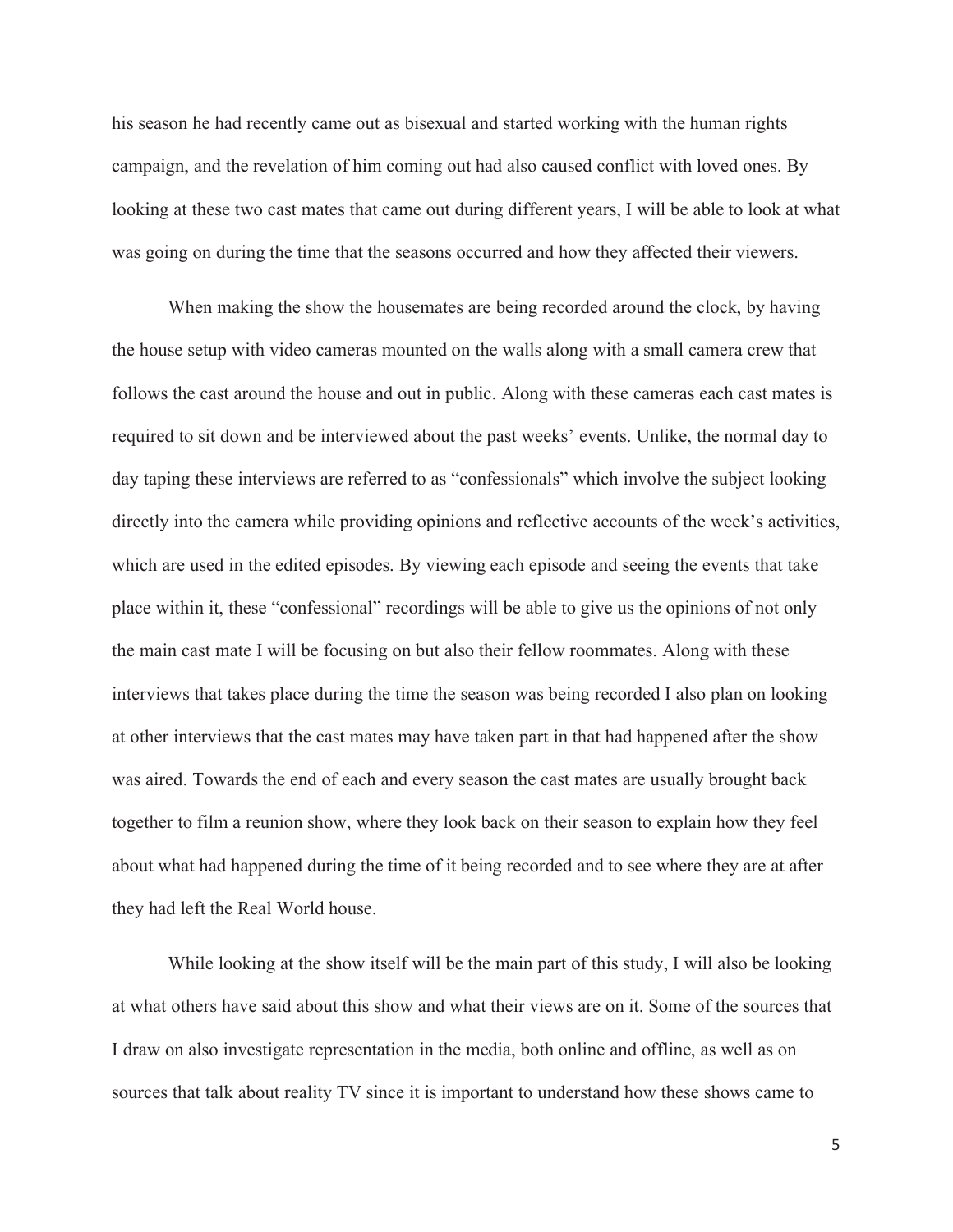his season he had recently came out as bisexual and started working with the human rights campaign, and the revelation of him coming out had also caused conflict with loved ones. By looking at these two cast mates that came out during different years, I will be able to look at what was going on during the time that the seasons occurred and how they affected their viewers.

When making the show the housemates are being recorded around the clock, by having the house setup with video cameras mounted on the walls along with a small camera crew that follows the cast around the house and out in public. Along with these cameras each cast mates is required to sit down and be interviewed about the past weeks' events. Unlike, the normal day to day taping these interviews are referred to as "confessionals" which involve the subject looking directly into the camera while providing opinions and reflective accounts of the week's activities, which are used in the edited episodes. By viewing each episode and seeing the events that take place within it, these "confessional" recordings will be able to give us the opinions of not only the main cast mate I will be focusing on but also their fellow roommates. Along with these interviews that takes place during the time the season was being recorded I also plan on looking at other interviews that the cast mates may have taken part in that had happened after the show was aired. Towards the end of each and every season the cast mates are usually brought back together to film a reunion show, where they look back on their season to explain how they feel about what had happened during the time of it being recorded and to see where they are at after they had left the Real World house.

While looking at the show itself will be the main part of this study, I will also be looking at what others have said about this show and what their views are on it. Some of the sources that I draw on also investigate representation in the media, both online and offline, as well as on sources that talk about reality TV since it is important to understand how these shows came to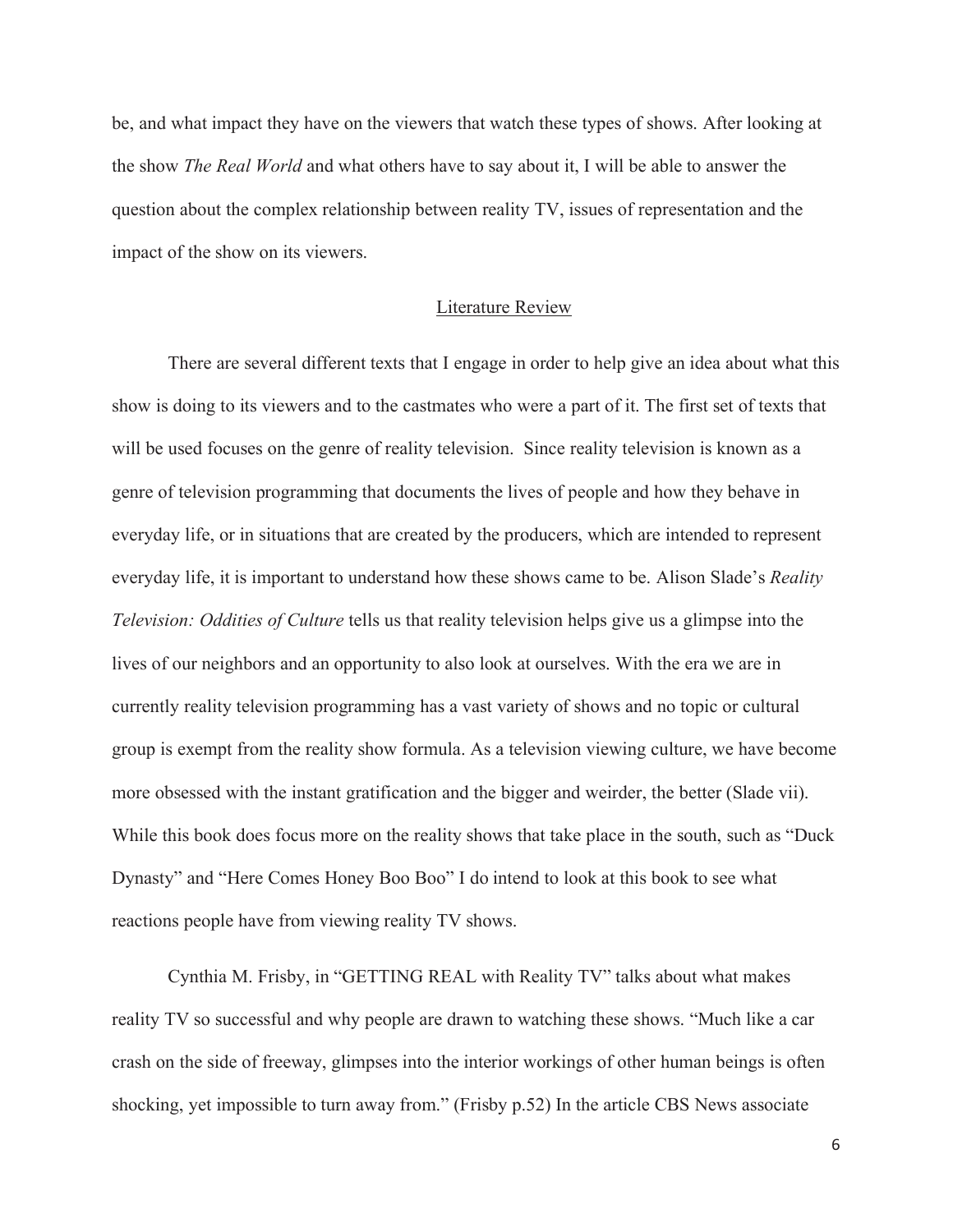be, and what impact they have on the viewers that watch these types of shows. After looking at the show *The Real World* and what others have to say about it, I will be able to answer the question about the complex relationship between reality TV, issues of representation and the impact of the show on its viewers.

## Literature Review

There are several different texts that I engage in order to help give an idea about what this show is doing to its viewers and to the castmates who were a part of it. The first set of texts that will be used focuses on the genre of reality television. Since reality television is known as a genre of television programming that documents the lives of people and how they behave in everyday life, or in situations that are created by the producers, which are intended to represent everyday life, it is important to understand how these shows came to be. Alison Slade's *Reality Television: Oddities of Culture* tells us that reality television helps give us a glimpse into the lives of our neighbors and an opportunity to also look at ourselves. With the era we are in currently reality television programming has a vast variety of shows and no topic or cultural group is exempt from the reality show formula. As a television viewing culture, we have become more obsessed with the instant gratification and the bigger and weirder, the better (Slade vii). While this book does focus more on the reality shows that take place in the south, such as "Duck Dynasty" and "Here Comes Honey Boo Boo" I do intend to look at this book to see what reactions people have from viewing reality TV shows.

Cynthia M. Frisby, in "GETTING REAL with Reality TV" talks about what makes reality TV so successful and why people are drawn to watching these shows. "Much like a car crash on the side of freeway, glimpses into the interior workings of other human beings is often shocking, yet impossible to turn away from." (Frisby p.52) In the article CBS News associate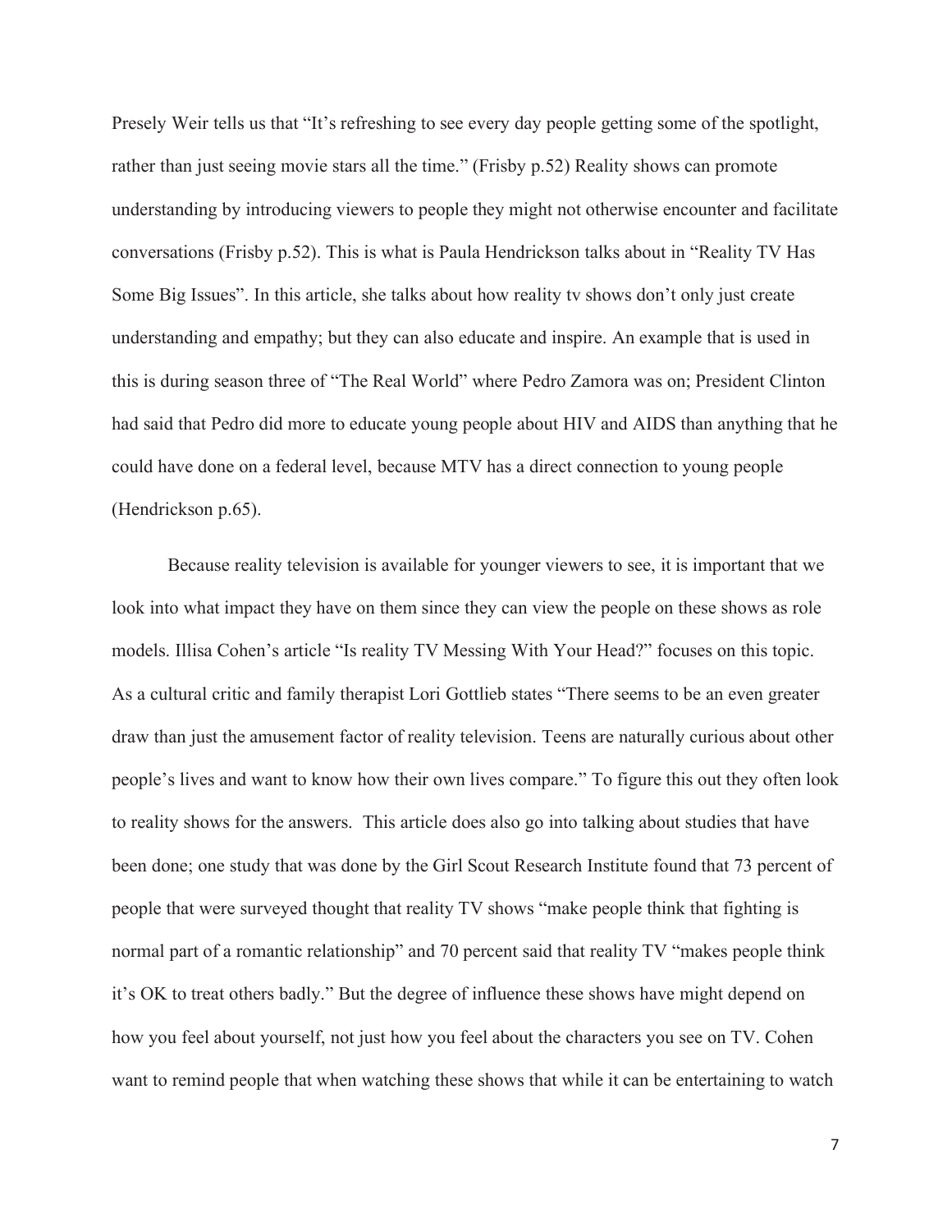Presely Weir tells us that “It’s refreshing to see every day people getting some of the spotlight, rather than just seeing movie stars all the time.” (Frisby p.52) Reality shows can promote understanding by introducing viewers to people they might not otherwise encounter and facilitate conversations (Frisby p.52). This is what is Paula Hendrickson talks about in “Reality TV Has Some Big Issues”. In this article, she talks about how reality tv shows don’t only just create understanding and empathy; but they can also educate and inspire. An example that is used in this is during season three of “The Real World” where Pedro Zamora was on; President Clinton had said that Pedro did more to educate young people about HIV and AIDS than anything that he could have done on a federal level, because MTV has a direct connection to young people (Hendrickson p.65).

Because reality television is available for younger viewers to see, it is important that we look into what impact they have on them since they can view the people on these shows as role models. Illisa Cohen’s article “Is reality TV Messing With Your Head?” focuses on this topic. As a cultural critic and family therapist Lori Gottlieb states “There seems to be an even greater draw than just the amusement factor of reality television. Teens are naturally curious about other people’s lives and want to know how their own lives compare.” To figure this out they often look to reality shows for the answers. This article does also go into talking about studies that have been done; one study that was done by the Girl Scout Research Institute found that 73 percent of people that were surveyed thought that reality TV shows “make people think that fighting is normal part of a romantic relationship” and 70 percent said that reality TV “makes people think it’s OK to treat others badly.” But the degree of influence these shows have might depend on how you feel about yourself, not just how you feel about the characters you see on TV. Cohen want to remind people that when watching these shows that while it can be entertaining to watch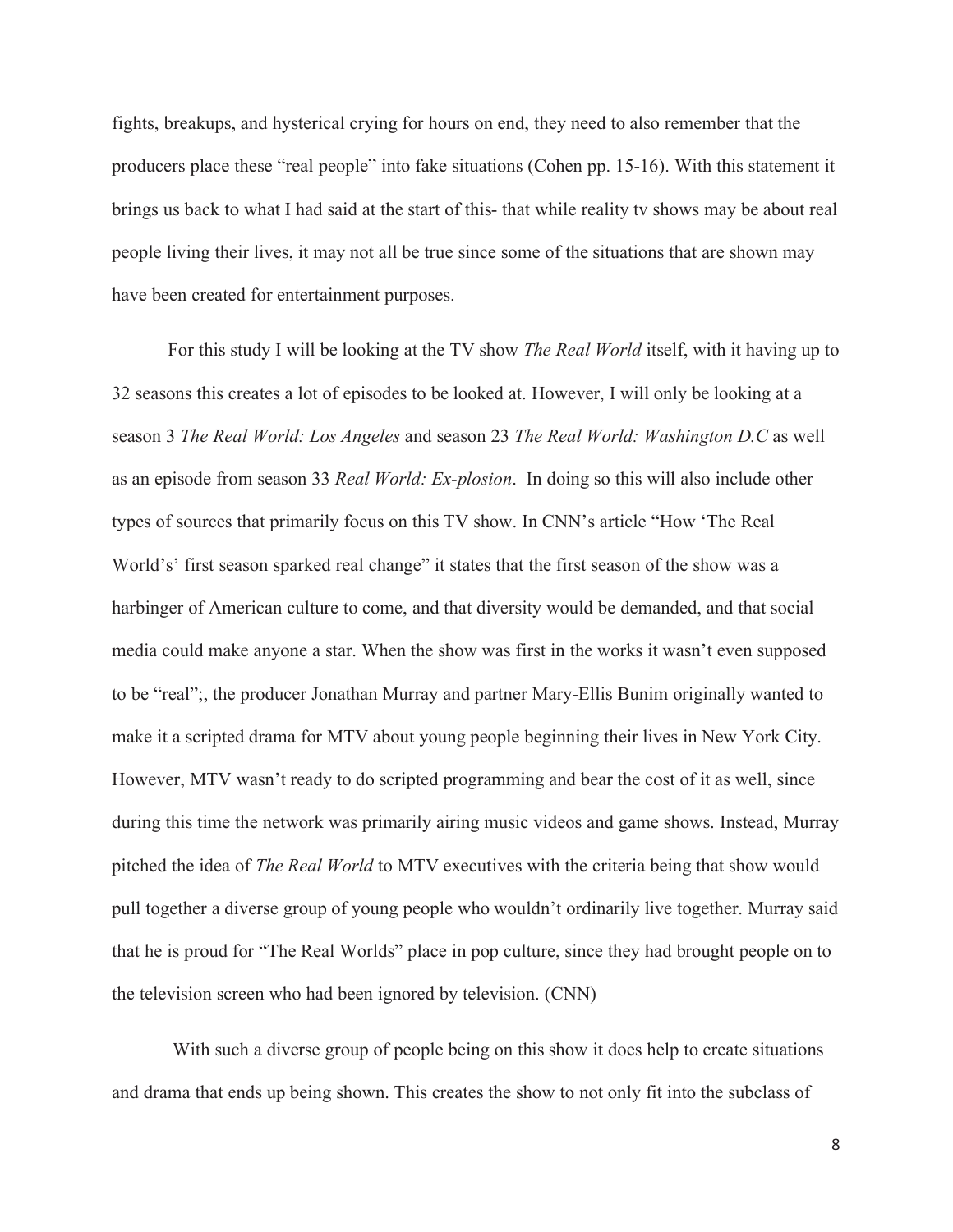fights, breakups, and hysterical crying for hours on end, they need to also remember that the producers place these "real people" into fake situations (Cohen pp. 15-16). With this statement it brings us back to what I had said at the start of this- that while reality tv shows may be about real people living their lives, it may not all be true since some of the situations that are shown may have been created for entertainment purposes.

For this study I will be looking at the TV show *The Real World* itself, with it having up to 32 seasons this creates a lot of episodes to be looked at. However, I will only be looking at a season 3 *The Real World: Los Angeles* and season 23 *The Real World: Washington D.C* as well as an episode from season 33 *Real World: Ex-plosion*. In doing so this will also include other types of sources that primarily focus on this TV show. In CNN's article "How 'The Real World's' first season sparked real change" it states that the first season of the show was a harbinger of American culture to come, and that diversity would be demanded, and that social media could make anyone a star. When the show was first in the works it wasn't even supposed to be "real";, the producer Jonathan Murray and partner Mary-Ellis Bunim originally wanted to make it a scripted drama for MTV about young people beginning their lives in New York City. However, MTV wasn't ready to do scripted programming and bear the cost of it as well, since during this time the network was primarily airing music videos and game shows. Instead, Murray pitched the idea of *The Real World* to MTV executives with the criteria being that show would pull together a diverse group of young people who wouldn't ordinarily live together. Murray said that he is proud for "The Real Worlds" place in pop culture, since they had brought people on to the television screen who had been ignored by television. (CNN)

With such a diverse group of people being on this show it does help to create situations and drama that ends up being shown. This creates the show to not only fit into the subclass of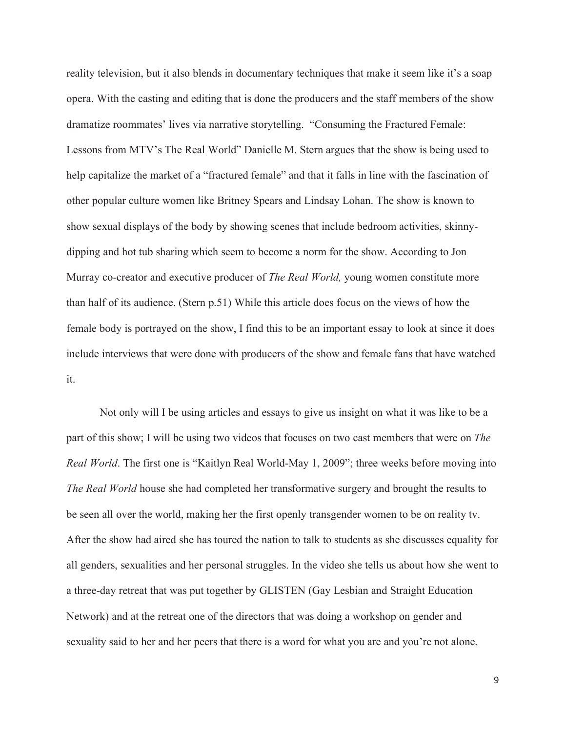reality television, but it also blends in documentary techniques that make it seem like it's a soap opera. With the casting and editing that is done the producers and the staff members of the show dramatize roommates' lives via narrative storytelling. "Consuming the Fractured Female: Lessons from MTV's The Real World" Danielle M. Stern argues that the show is being used to help capitalize the market of a "fractured female" and that it falls in line with the fascination of other popular culture women like Britney Spears and Lindsay Lohan. The show is known to show sexual displays of the body by showing scenes that include bedroom activities, skinny-dipping and hot tub sharing which seem to become a norm for the show. According to Jon Murray co-creator and executive producer of *The Real World,* young women constitute more than half of its audience. (Stern p.51) While this article does focus on the views of how the female body is portrayed on the show, I find this to be an important essay to look at since it does include interviews that were done with producers of the show and female fans that have watched it.

Not only will I be using articles and essays to give us insight on what it was like to be a part of this show; I will be using two videos that focuses on two cast members that were on *The Real World*. The first one is "Kaitlyn Real World-May 1, 2009"; three weeks before moving into *The Real World* house she had completed her transformative surgery and brought the results to be seen all over the world, making her the first openly transgender women to be on reality tv. After the show had aired she has toured the nation to talk to students as she discusses equality for all genders, sexualities and her personal struggles. In the video she tells us about how she went to a three-day retreat that was put together by GLISTEN (Gay Lesbian and Straight Education Network) and at the retreat one of the directors that was doing a workshop on gender and sexuality said to her and her peers that there is a word for what you are and you're not alone.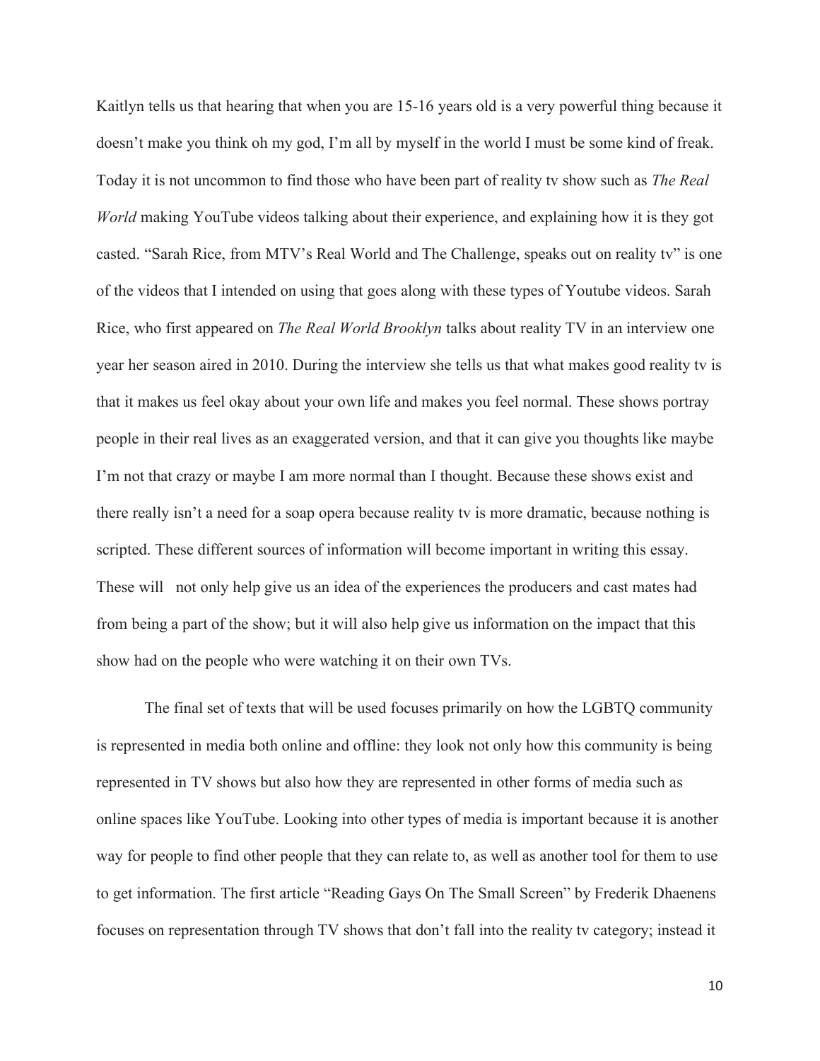Kaitlyn tells us that hearing that when you are 15-16 years old is a very powerful thing because it doesn't make you think oh my god, I'm all by myself in the world I must be some kind of freak. Today it is not uncommon to find those who have been part of reality tv show such as *The Real World* making YouTube videos talking about their experience, and explaining how it is they got casted. "Sarah Rice, from MTV's Real World and The Challenge, speaks out on reality tv" is one of the videos that I intended on using that goes along with these types of Youtube videos. Sarah Rice, who first appeared on *The Real World Brooklyn* talks about reality TV in an interview one year her season aired in 2010. During the interview she tells us that what makes good reality tv is that it makes us feel okay about your own life and makes you feel normal. These shows portray people in their real lives as an exaggerated version, and that it can give you thoughts like maybe I'm not that crazy or maybe I am more normal than I thought. Because these shows exist and there really isn't a need for a soap opera because reality tv is more dramatic, because nothing is scripted. These different sources of information will become important in writing this essay. These will not only help give us an idea of the experiences the producers and cast mates had from being a part of the show; but it will also help give us information on the impact that this show had on the people who were watching it on their own TVs.

The final set of texts that will be used focuses primarily on how the LGBTQ community is represented in media both online and offline: they look not only how this community is being represented in TV shows but also how they are represented in other forms of media such as online spaces like YouTube. Looking into other types of media is important because it is another way for people to find other people that they can relate to, as well as another tool for them to use to get information. The first article "Reading Gays On The Small Screen" by Frederik Dhaenens focuses on representation through TV shows that don't fall into the reality tv category; instead it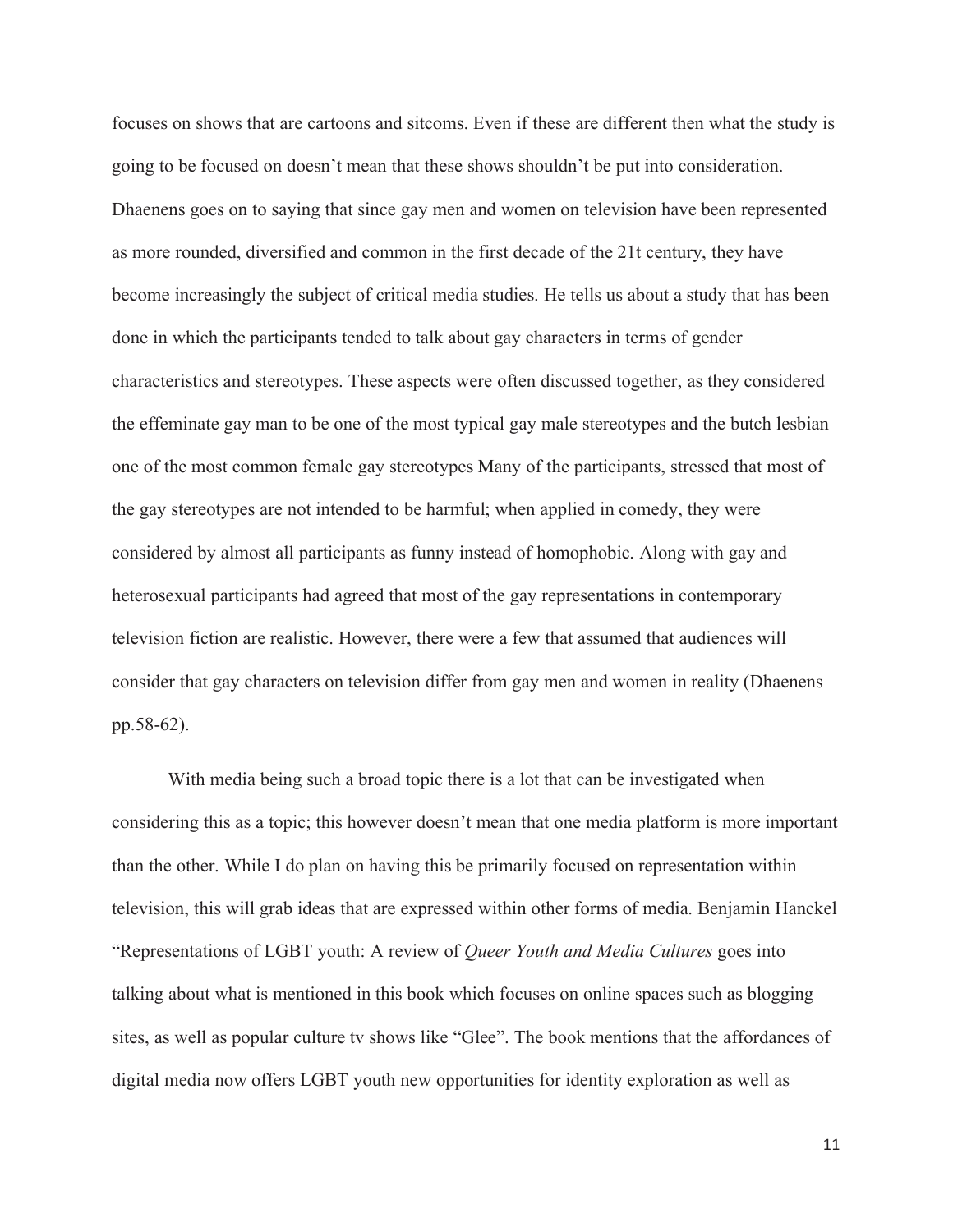focuses on shows that are cartoons and sitcoms. Even if these are different then what the study is going to be focused on doesn't mean that these shows shouldn't be put into consideration. Dhaenens goes on to saying that since gay men and women on television have been represented as more rounded, diversified and common in the first decade of the 21t century, they have become increasingly the subject of critical media studies. He tells us about a study that has been done in which the participants tended to talk about gay characters in terms of gender characteristics and stereotypes. These aspects were often discussed together, as they considered the effeminate gay man to be one of the most typical gay male stereotypes and the butch lesbian one of the most common female gay stereotypes Many of the participants, stressed that most of the gay stereotypes are not intended to be harmful; when applied in comedy, they were considered by almost all participants as funny instead of homophobic. Along with gay and heterosexual participants had agreed that most of the gay representations in contemporary television fiction are realistic. However, there were a few that assumed that audiences will consider that gay characters on television differ from gay men and women in reality (Dhaenens pp.58-62).

With media being such a broad topic there is a lot that can be investigated when considering this as a topic; this however doesn't mean that one media platform is more important than the other. While I do plan on having this be primarily focused on representation within television, this will grab ideas that are expressed within other forms of media. Benjamin Hanckel "Representations of LGBT youth: A review of *Queer Youth and Media Cultures* goes into talking about what is mentioned in this book which focuses on online spaces such as blogging sites, as well as popular culture tv shows like "Glee". The book mentions that the affordances of digital media now offers LGBT youth new opportunities for identity exploration as well as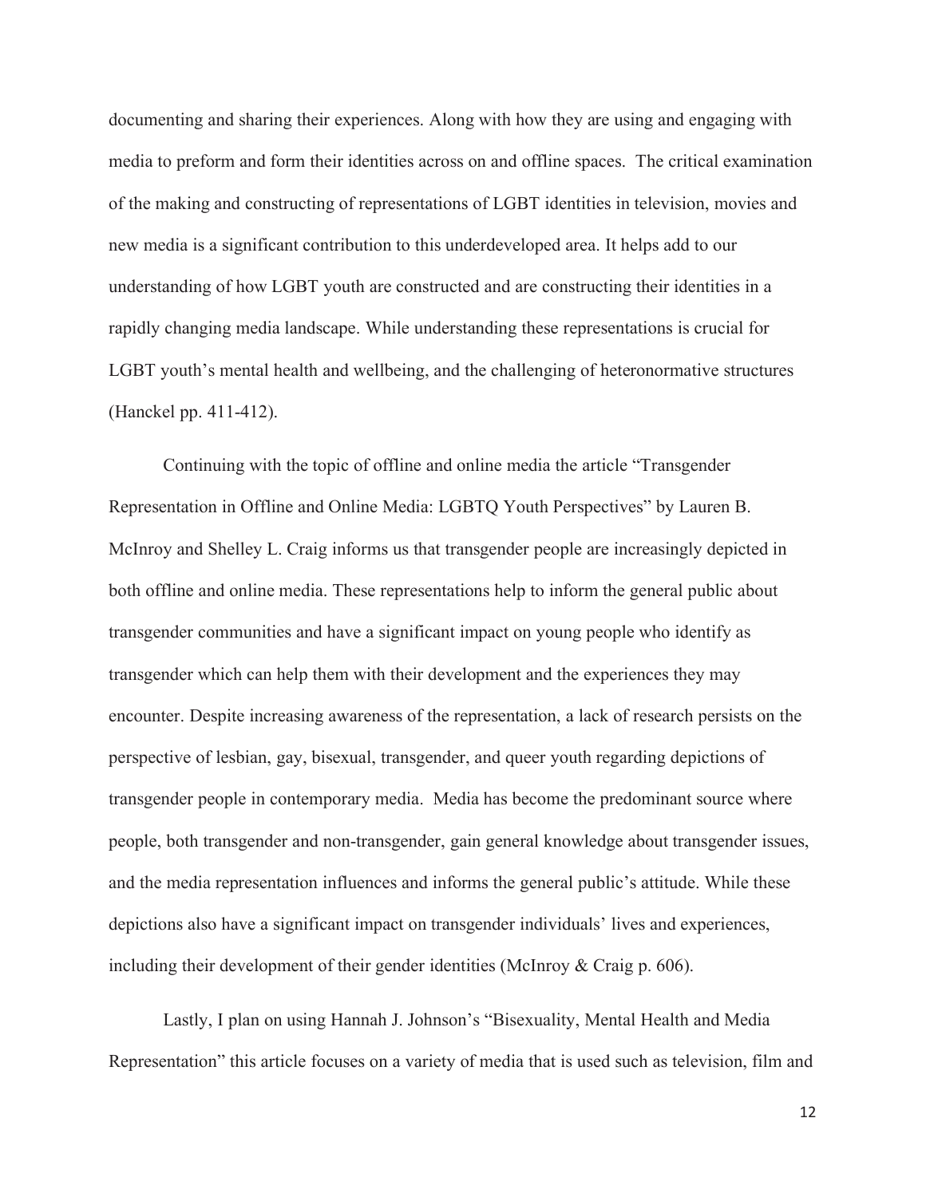documenting and sharing their experiences. Along with how they are using and engaging with media to preform and form their identities across on and offline spaces.  The critical examination of the making and constructing of representations of LGBT identities in television, movies and new media is a significant contribution to this underdeveloped area. It helps add to our understanding of how LGBT youth are constructed and are constructing their identities in a rapidly changing media landscape. While understanding these representations is crucial for LGBT youth's mental health and wellbeing, and the challenging of heteronormative structures (Hanckel pp. 411-412).

Continuing with the topic of offline and online media the article "Transgender Representation in Offline and Online Media: LGBTQ Youth Perspectives" by Lauren B. McInroy and Shelley L. Craig informs us that transgender people are increasingly depicted in both offline and online media. These representations help to inform the general public about transgender communities and have a significant impact on young people who identify as transgender which can help them with their development and the experiences they may encounter. Despite increasing awareness of the representation, a lack of research persists on the perspective of lesbian, gay, bisexual, transgender, and queer youth regarding depictions of transgender people in contemporary media.  Media has become the predominant source where people, both transgender and non-transgender, gain general knowledge about transgender issues, and the media representation influences and informs the general public's attitude. While these depictions also have a significant impact on transgender individuals' lives and experiences, including their development of their gender identities (McInroy & Craig p. 606).

Lastly, I plan on using Hannah J. Johnson's "Bisexuality, Mental Health and Media Representation" this article focuses on a variety of media that is used such as television, film and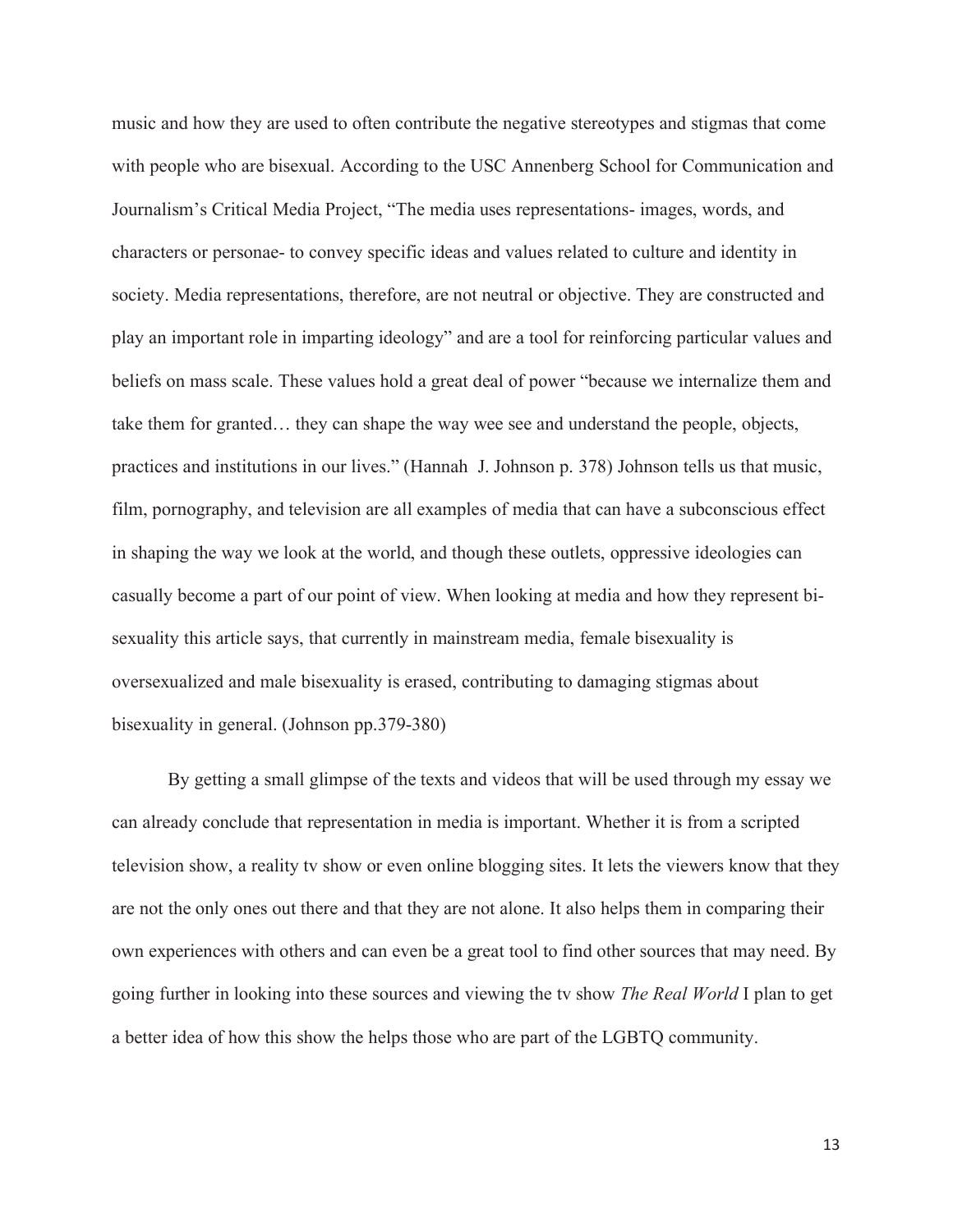music and how they are used to often contribute the negative stereotypes and stigmas that come with people who are bisexual. According to the USC Annenberg School for Communication and Journalism's Critical Media Project, "The media uses representations- images, words, and characters or personae- to convey specific ideas and values related to culture and identity in society. Media representations, therefore, are not neutral or objective. They are constructed and play an important role in imparting ideology" and are a tool for reinforcing particular values and beliefs on mass scale. These values hold a great deal of power "because we internalize them and take them for granted… they can shape the way wee see and understand the people, objects, practices and institutions in our lives." (Hannah J. Johnson p. 378) Johnson tells us that music, film, pornography, and television are all examples of media that can have a subconscious effect in shaping the way we look at the world, and though these outlets, oppressive ideologies can casually become a part of our point of view. When looking at media and how they represent bi-sexuality this article says, that currently in mainstream media, female bisexuality is oversexualized and male bisexuality is erased, contributing to damaging stigmas about bisexuality in general. (Johnson pp.379-380)

By getting a small glimpse of the texts and videos that will be used through my essay we can already conclude that representation in media is important. Whether it is from a scripted television show, a reality tv show or even online blogging sites. It lets the viewers know that they are not the only ones out there and that they are not alone. It also helps them in comparing their own experiences with others and can even be a great tool to find other sources that may need. By going further in looking into these sources and viewing the tv show *The Real World* I plan to get a better idea of how this show the helps those who are part of the LGBTQ community.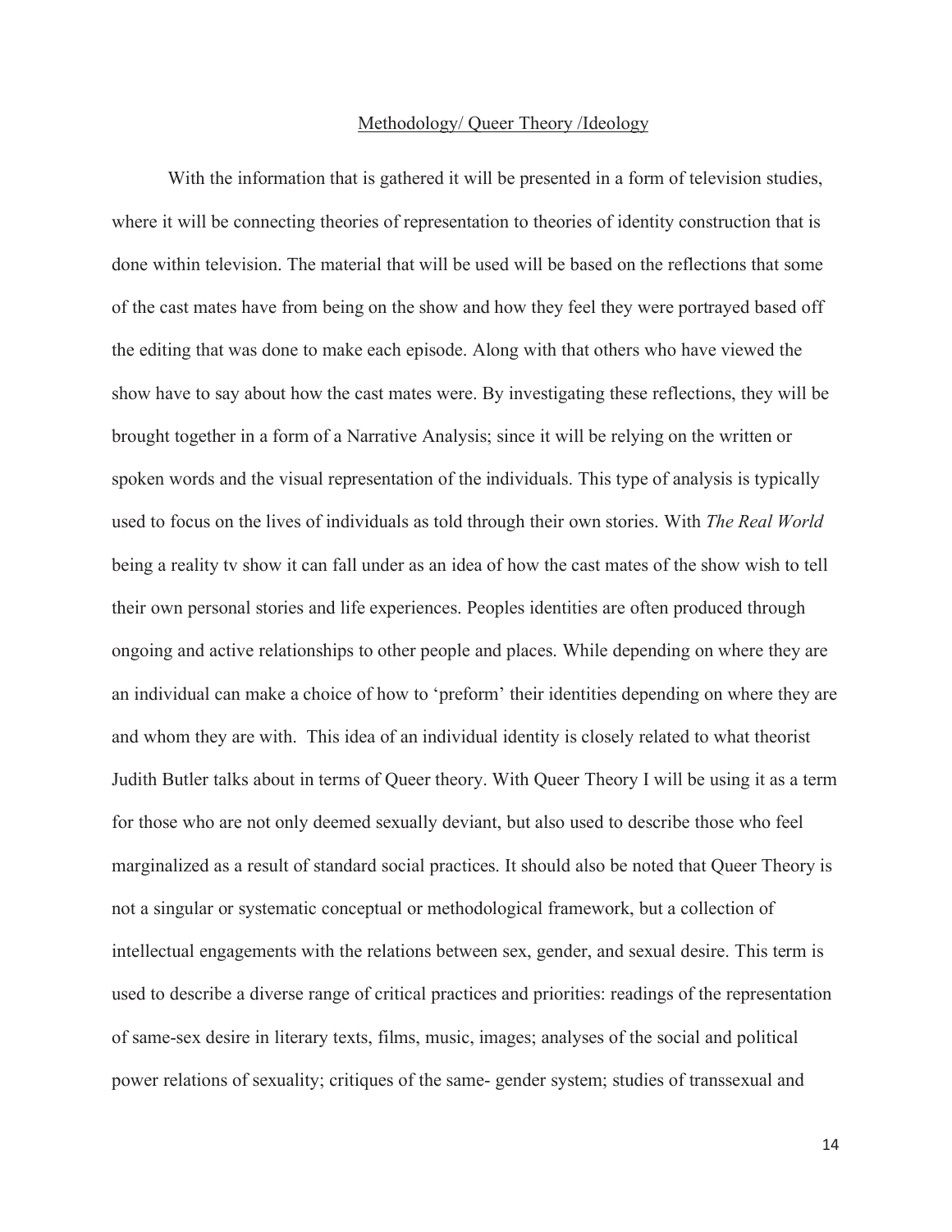## Methodology/ Queer Theory /Ideology

With the information that is gathered it will be presented in a form of television studies, where it will be connecting theories of representation to theories of identity construction that is done within television. The material that will be used will be based on the reflections that some of the cast mates have from being on the show and how they feel they were portrayed based off the editing that was done to make each episode. Along with that others who have viewed the show have to say about how the cast mates were. By investigating these reflections, they will be brought together in a form of a Narrative Analysis; since it will be relying on the written or spoken words and the visual representation of the individuals. This type of analysis is typically used to focus on the lives of individuals as told through their own stories. With *The Real World* being a reality tv show it can fall under as an idea of how the cast mates of the show wish to tell their own personal stories and life experiences. Peoples identities are often produced through ongoing and active relationships to other people and places. While depending on where they are an individual can make a choice of how to 'preform' their identities depending on where they are and whom they are with. This idea of an individual identity is closely related to what theorist Judith Butler talks about in terms of Queer theory. With Queer Theory I will be using it as a term for those who are not only deemed sexually deviant, but also used to describe those who feel marginalized as a result of standard social practices. It should also be noted that Queer Theory is not a singular or systematic conceptual or methodological framework, but a collection of intellectual engagements with the relations between sex, gender, and sexual desire. This term is used to describe a diverse range of critical practices and priorities: readings of the representation of same-sex desire in literary texts, films, music, images; analyses of the social and political power relations of sexuality; critiques of the same- gender system; studies of transsexual and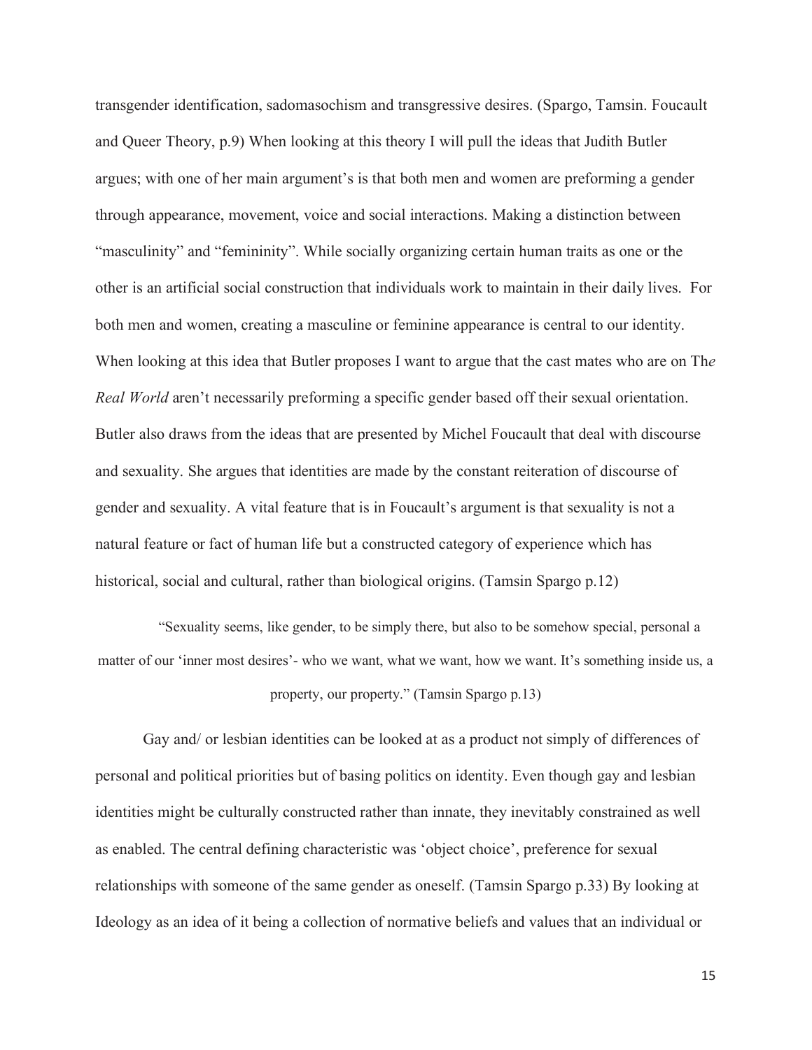transgender identification, sadomasochism and transgressive desires. (Spargo, Tamsin. Foucault and Queer Theory, p.9) When looking at this theory I will pull the ideas that Judith Butler argues; with one of her main argument's is that both men and women are preforming a gender through appearance, movement, voice and social interactions. Making a distinction between "masculinity" and "femininity". While socially organizing certain human traits as one or the other is an artificial social construction that individuals work to maintain in their daily lives. For both men and women, creating a masculine or feminine appearance is central to our identity. When looking at this idea that Butler proposes I want to argue that the cast mates who are on Th*e Real World* aren't necessarily preforming a specific gender based off their sexual orientation. Butler also draws from the ideas that are presented by Michel Foucault that deal with discourse and sexuality. She argues that identities are made by the constant reiteration of discourse of gender and sexuality. A vital feature that is in Foucault's argument is that sexuality is not a natural feature or fact of human life but a constructed category of experience which has historical, social and cultural, rather than biological origins. (Tamsin Spargo p.12)

> "Sexuality seems, like gender, to be simply there, but also to be somehow special, personal a matter of our 'inner most desires'- who we want, what we want, how we want. It's something inside us, a property, our property." (Tamsin Spargo p.13)

Gay and/ or lesbian identities can be looked at as a product not simply of differences of personal and political priorities but of basing politics on identity. Even though gay and lesbian identities might be culturally constructed rather than innate, they inevitably constrained as well as enabled. The central defining characteristic was 'object choice', preference for sexual relationships with someone of the same gender as oneself. (Tamsin Spargo p.33) By looking at Ideology as an idea of it being a collection of normative beliefs and values that an individual or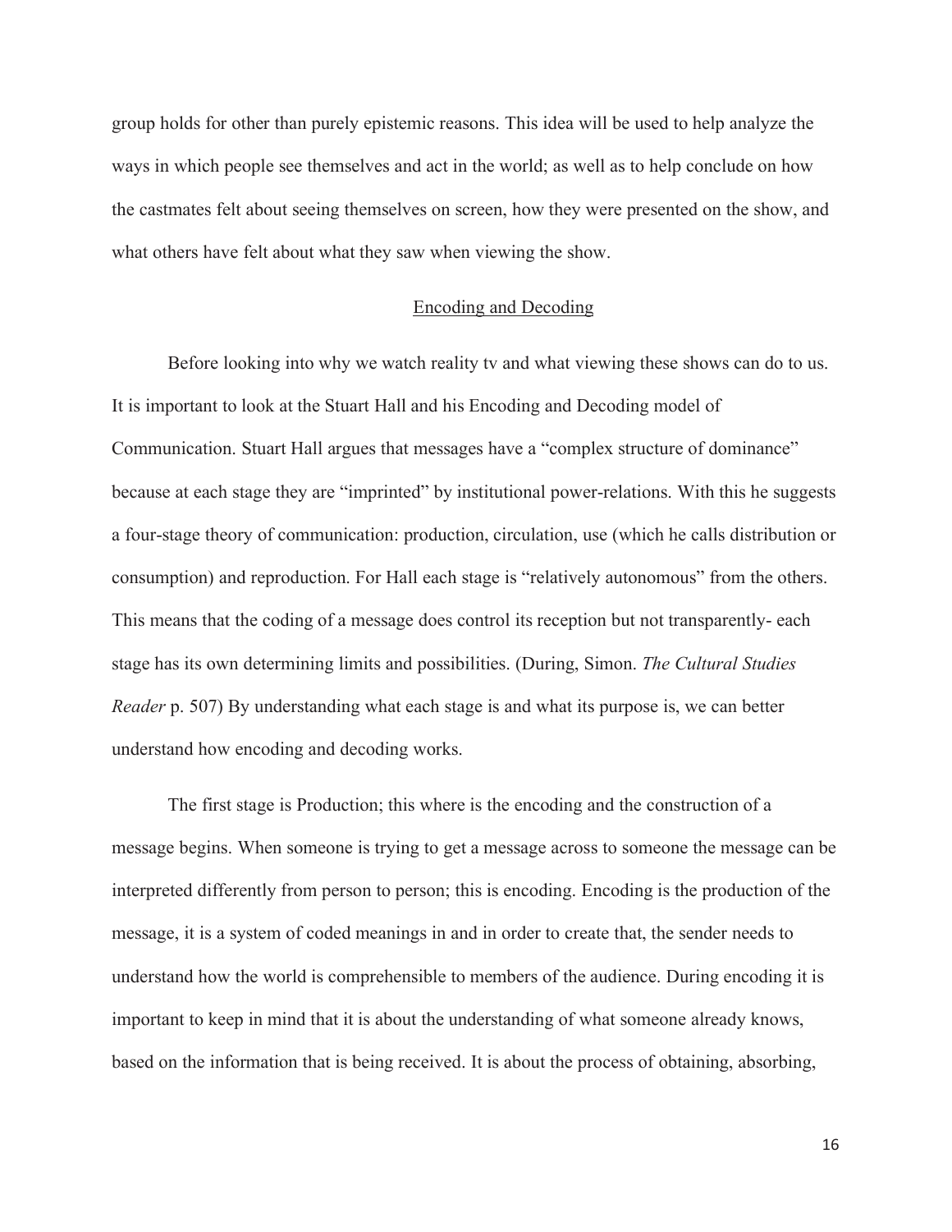group holds for other than purely epistemic reasons. This idea will be used to help analyze the ways in which people see themselves and act in the world; as well as to help conclude on how the castmates felt about seeing themselves on screen, how they were presented on the show, and what others have felt about what they saw when viewing the show.

## Encoding and Decoding

Before looking into why we watch reality tv and what viewing these shows can do to us. It is important to look at the Stuart Hall and his Encoding and Decoding model of Communication. Stuart Hall argues that messages have a "complex structure of dominance" because at each stage they are "imprinted" by institutional power-relations. With this he suggests a four-stage theory of communication: production, circulation, use (which he calls distribution or consumption) and reproduction. For Hall each stage is "relatively autonomous" from the others. This means that the coding of a message does control its reception but not transparently- each stage has its own determining limits and possibilities. (During, Simon. *The Cultural Studies Reader* p. 507) By understanding what each stage is and what its purpose is, we can better understand how encoding and decoding works.

The first stage is Production; this where is the encoding and the construction of a message begins. When someone is trying to get a message across to someone the message can be interpreted differently from person to person; this is encoding. Encoding is the production of the message, it is a system of coded meanings in and in order to create that, the sender needs to understand how the world is comprehensible to members of the audience. During encoding it is important to keep in mind that it is about the understanding of what someone already knows, based on the information that is being received. It is about the process of obtaining, absorbing,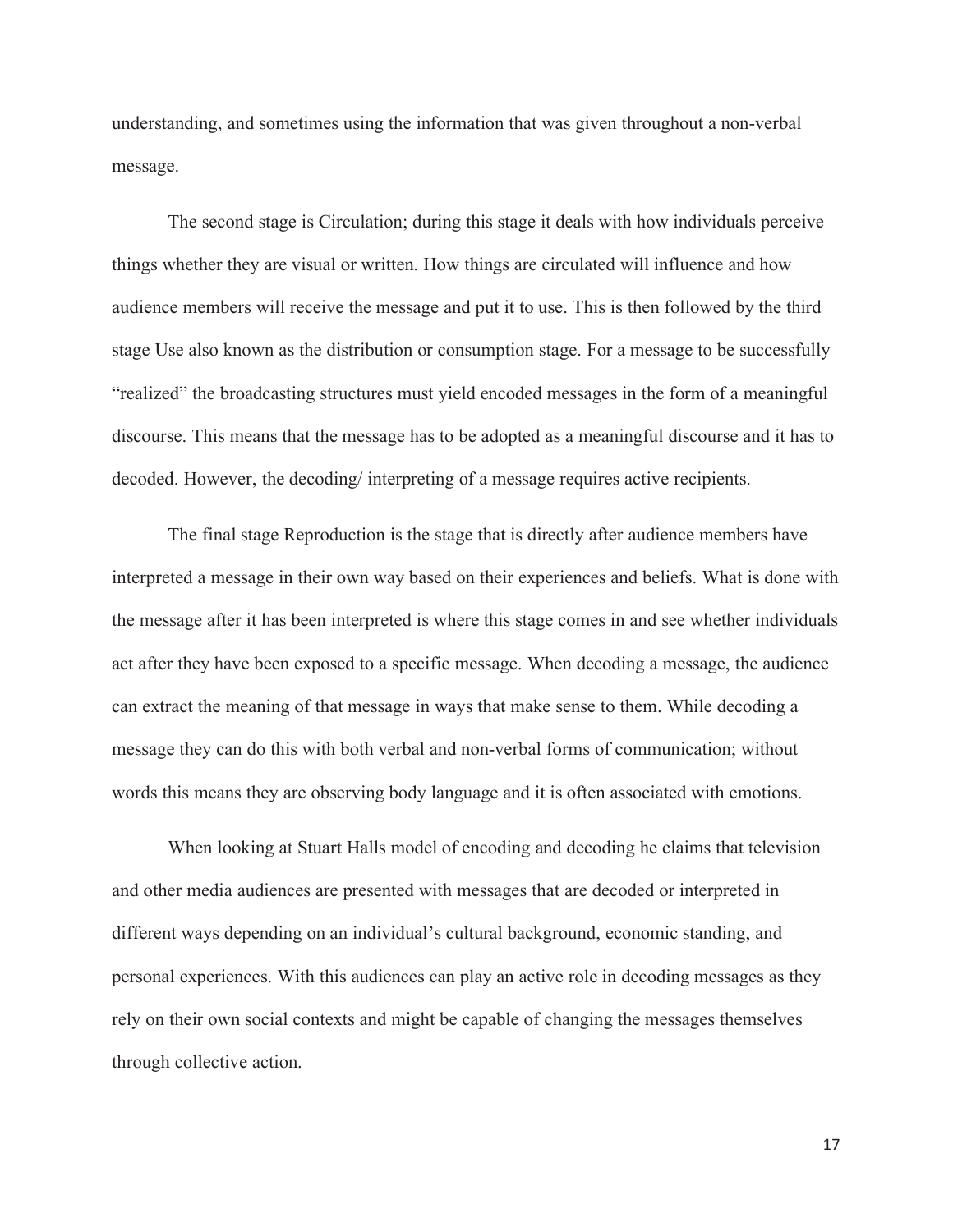understanding, and sometimes using the information that was given throughout a non-verbal message.

The second stage is Circulation; during this stage it deals with how individuals perceive things whether they are visual or written. How things are circulated will influence and how audience members will receive the message and put it to use. This is then followed by the third stage Use also known as the distribution or consumption stage. For a message to be successfully "realized" the broadcasting structures must yield encoded messages in the form of a meaningful discourse. This means that the message has to be adopted as a meaningful discourse and it has to decoded. However, the decoding/ interpreting of a message requires active recipients.

The final stage Reproduction is the stage that is directly after audience members have interpreted a message in their own way based on their experiences and beliefs. What is done with the message after it has been interpreted is where this stage comes in and see whether individuals act after they have been exposed to a specific message. When decoding a message, the audience can extract the meaning of that message in ways that make sense to them. While decoding a message they can do this with both verbal and non-verbal forms of communication; without words this means they are observing body language and it is often associated with emotions.

When looking at Stuart Halls model of encoding and decoding he claims that television and other media audiences are presented with messages that are decoded or interpreted in different ways depending on an individual's cultural background, economic standing, and personal experiences. With this audiences can play an active role in decoding messages as they rely on their own social contexts and might be capable of changing the messages themselves through collective action.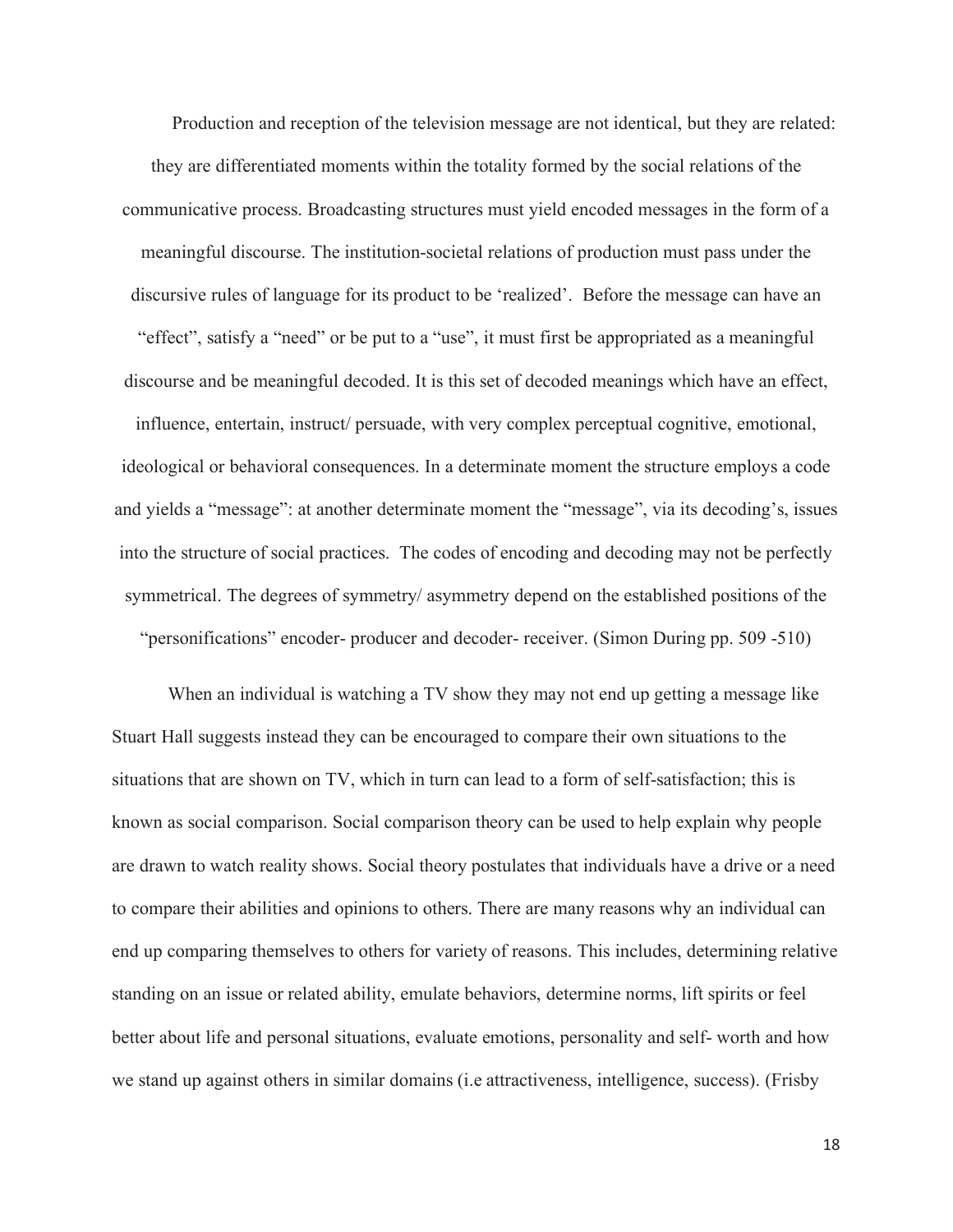Production and reception of the television message are not identical, but they are related: they are differentiated moments within the totality formed by the social relations of the communicative process. Broadcasting structures must yield encoded messages in the form of a meaningful discourse. The institution-societal relations of production must pass under the discursive rules of language for its product to be 'realized'. Before the message can have an "effect", satisfy a "need" or be put to a "use", it must first be appropriated as a meaningful discourse and be meaningful decoded. It is this set of decoded meanings which have an effect, influence, entertain, instruct/ persuade, with very complex perceptual cognitive, emotional, ideological or behavioral consequences. In a determinate moment the structure employs a code and yields a "message": at another determinate moment the "message", via its decoding's, issues into the structure of social practices. The codes of encoding and decoding may not be perfectly symmetrical. The degrees of symmetry/ asymmetry depend on the established positions of the "personifications" encoder- producer and decoder- receiver. (Simon During pp. 509 -510)

When an individual is watching a TV show they may not end up getting a message like Stuart Hall suggests instead they can be encouraged to compare their own situations to the situations that are shown on TV, which in turn can lead to a form of self-satisfaction; this is known as social comparison. Social comparison theory can be used to help explain why people are drawn to watch reality shows. Social theory postulates that individuals have a drive or a need to compare their abilities and opinions to others. There are many reasons why an individual can end up comparing themselves to others for variety of reasons. This includes, determining relative standing on an issue or related ability, emulate behaviors, determine norms, lift spirits or feel better about life and personal situations, evaluate emotions, personality and self- worth and how we stand up against others in similar domains (i.e attractiveness, intelligence, success). (Frisby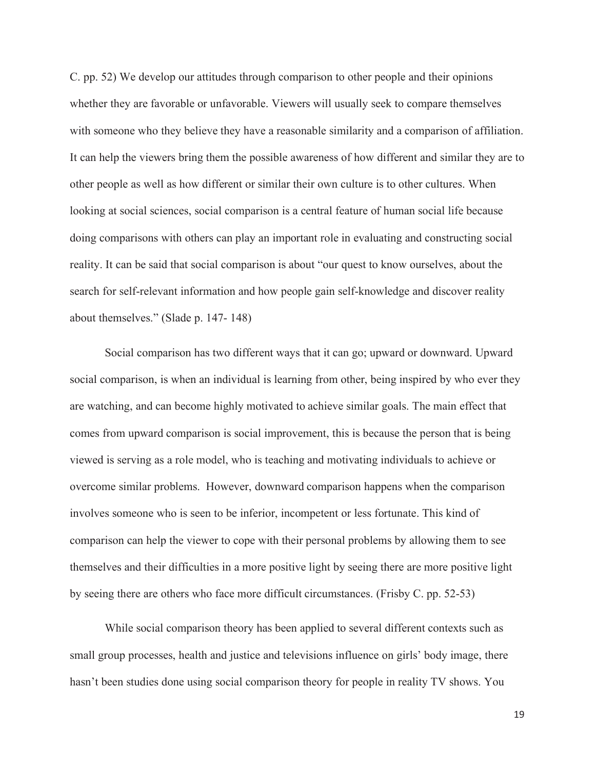C. pp. 52) We develop our attitudes through comparison to other people and their opinions whether they are favorable or unfavorable. Viewers will usually seek to compare themselves with someone who they believe they have a reasonable similarity and a comparison of affiliation. It can help the viewers bring them the possible awareness of how different and similar they are to other people as well as how different or similar their own culture is to other cultures. When looking at social sciences, social comparison is a central feature of human social life because doing comparisons with others can play an important role in evaluating and constructing social reality. It can be said that social comparison is about "our quest to know ourselves, about the search for self-relevant information and how people gain self-knowledge and discover reality about themselves." (Slade p. 147- 148)

Social comparison has two different ways that it can go; upward or downward. Upward social comparison, is when an individual is learning from other, being inspired by who ever they are watching, and can become highly motivated to achieve similar goals. The main effect that comes from upward comparison is social improvement, this is because the person that is being viewed is serving as a role model, who is teaching and motivating individuals to achieve or overcome similar problems. However, downward comparison happens when the comparison involves someone who is seen to be inferior, incompetent or less fortunate. This kind of comparison can help the viewer to cope with their personal problems by allowing them to see themselves and their difficulties in a more positive light by seeing there are more positive light by seeing there are others who face more difficult circumstances. (Frisby C. pp. 52-53)

While social comparison theory has been applied to several different contexts such as small group processes, health and justice and televisions influence on girls' body image, there hasn't been studies done using social comparison theory for people in reality TV shows. You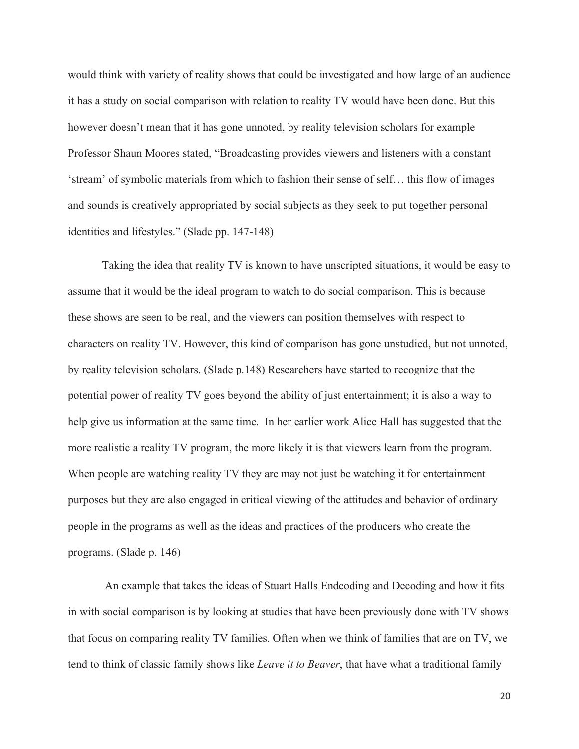would think with variety of reality shows that could be investigated and how large of an audience it has a study on social comparison with relation to reality TV would have been done. But this however doesn't mean that it has gone unnoted, by reality television scholars for example Professor Shaun Moores stated, "Broadcasting provides viewers and listeners with a constant 'stream' of symbolic materials from which to fashion their sense of self… this flow of images and sounds is creatively appropriated by social subjects as they seek to put together personal identities and lifestyles." (Slade pp. 147-148)

Taking the idea that reality TV is known to have unscripted situations, it would be easy to assume that it would be the ideal program to watch to do social comparison. This is because these shows are seen to be real, and the viewers can position themselves with respect to characters on reality TV. However, this kind of comparison has gone unstudied, but not unnoted, by reality television scholars. (Slade p.148) Researchers have started to recognize that the potential power of reality TV goes beyond the ability of just entertainment; it is also a way to help give us information at the same time. In her earlier work Alice Hall has suggested that the more realistic a reality TV program, the more likely it is that viewers learn from the program. When people are watching reality TV they are may not just be watching it for entertainment purposes but they are also engaged in critical viewing of the attitudes and behavior of ordinary people in the programs as well as the ideas and practices of the producers who create the programs. (Slade p. 146)

An example that takes the ideas of Stuart Halls Endcoding and Decoding and how it fits in with social comparison is by looking at studies that have been previously done with TV shows that focus on comparing reality TV families. Often when we think of families that are on TV, we tend to think of classic family shows like *Leave it to Beaver*, that have what a traditional family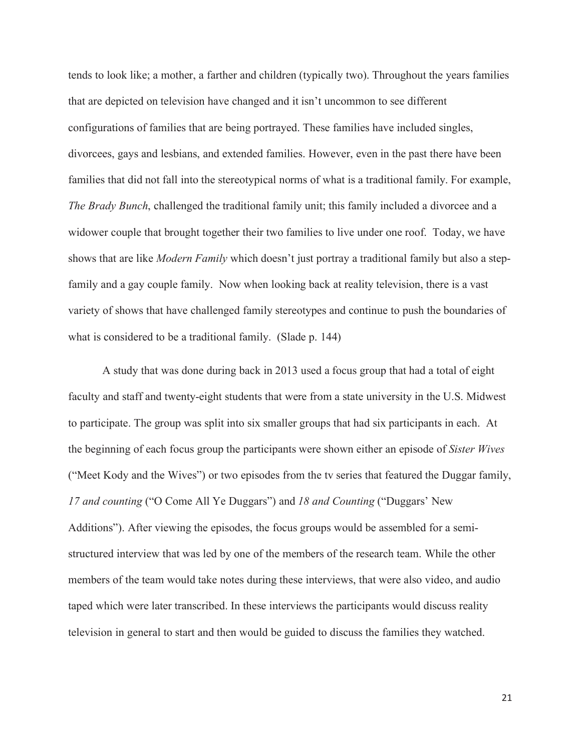tends to look like; a mother, a farther and children (typically two). Throughout the years families that are depicted on television have changed and it isn't uncommon to see different configurations of families that are being portrayed. These families have included singles, divorcees, gays and lesbians, and extended families. However, even in the past there have been families that did not fall into the stereotypical norms of what is a traditional family. For example, *The Brady Bunch*, challenged the traditional family unit; this family included a divorcee and a widower couple that brought together their two families to live under one roof. Today, we have shows that are like *Modern Family* which doesn't just portray a traditional family but also a step-family and a gay couple family. Now when looking back at reality television, there is a vast variety of shows that have challenged family stereotypes and continue to push the boundaries of what is considered to be a traditional family. (Slade p. 144)

A study that was done during back in 2013 used a focus group that had a total of eight faculty and staff and twenty-eight students that were from a state university in the U.S. Midwest to participate. The group was split into six smaller groups that had six participants in each. At the beginning of each focus group the participants were shown either an episode of *Sister Wives* ("Meet Kody and the Wives") or two episodes from the tv series that featured the Duggar family, *17 and counting* ("O Come All Ye Duggars") and *18 and Counting* ("Duggars' New Additions"). After viewing the episodes, the focus groups would be assembled for a semi-structured interview that was led by one of the members of the research team. While the other members of the team would take notes during these interviews, that were also video, and audio taped which were later transcribed. In these interviews the participants would discuss reality television in general to start and then would be guided to discuss the families they watched.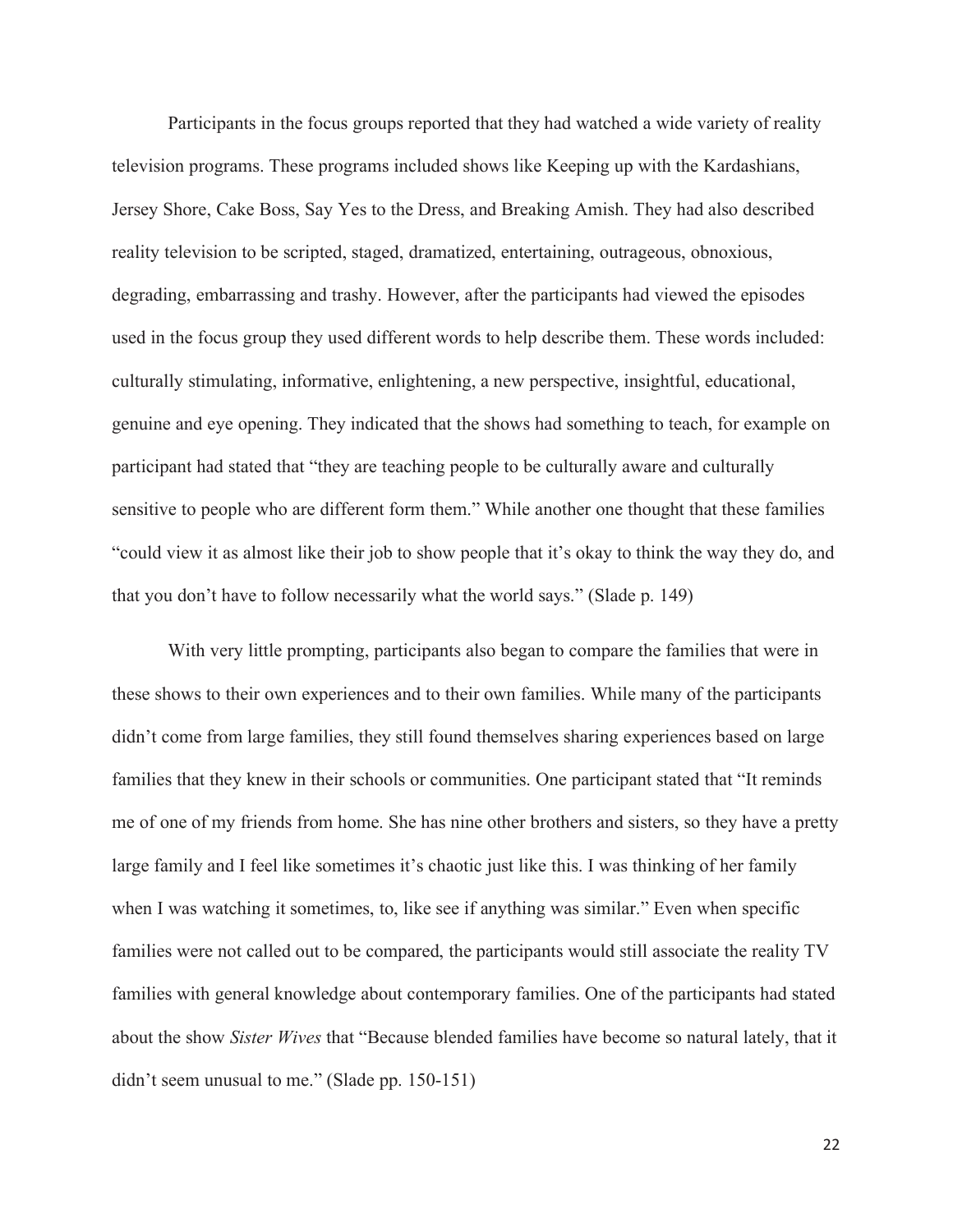Participants in the focus groups reported that they had watched a wide variety of reality television programs. These programs included shows like Keeping up with the Kardashians, Jersey Shore, Cake Boss, Say Yes to the Dress, and Breaking Amish. They had also described reality television to be scripted, staged, dramatized, entertaining, outrageous, obnoxious, degrading, embarrassing and trashy. However, after the participants had viewed the episodes used in the focus group they used different words to help describe them. These words included: culturally stimulating, informative, enlightening, a new perspective, insightful, educational, genuine and eye opening. They indicated that the shows had something to teach, for example on participant had stated that "they are teaching people to be culturally aware and culturally sensitive to people who are different form them." While another one thought that these families "could view it as almost like their job to show people that it's okay to think the way they do, and that you don't have to follow necessarily what the world says." (Slade p. 149)

With very little prompting, participants also began to compare the families that were in these shows to their own experiences and to their own families. While many of the participants didn't come from large families, they still found themselves sharing experiences based on large families that they knew in their schools or communities. One participant stated that "It reminds me of one of my friends from home. She has nine other brothers and sisters, so they have a pretty large family and I feel like sometimes it's chaotic just like this. I was thinking of her family when I was watching it sometimes, to, like see if anything was similar." Even when specific families were not called out to be compared, the participants would still associate the reality TV families with general knowledge about contemporary families. One of the participants had stated about the show *Sister Wives* that "Because blended families have become so natural lately, that it didn't seem unusual to me." (Slade pp. 150-151)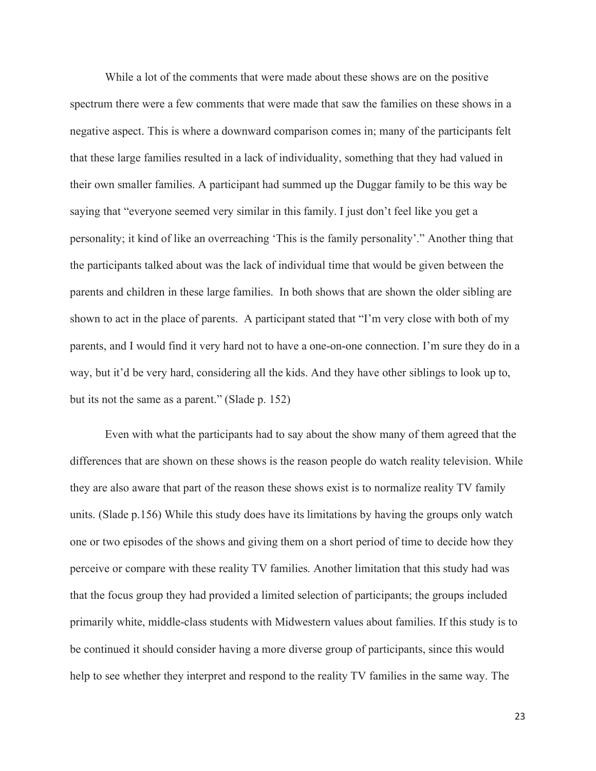While a lot of the comments that were made about these shows are on the positive spectrum there were a few comments that were made that saw the families on these shows in a negative aspect. This is where a downward comparison comes in; many of the participants felt that these large families resulted in a lack of individuality, something that they had valued in their own smaller families. A participant had summed up the Duggar family to be this way be saying that "everyone seemed very similar in this family. I just don't feel like you get a personality; it kind of like an overreaching 'This is the family personality'." Another thing that the participants talked about was the lack of individual time that would be given between the parents and children in these large families. In both shows that are shown the older sibling are shown to act in the place of parents. A participant stated that "I'm very close with both of my parents, and I would find it very hard not to have a one-on-one connection. I'm sure they do in a way, but it'd be very hard, considering all the kids. And they have other siblings to look up to, but its not the same as a parent." (Slade p. 152)

Even with what the participants had to say about the show many of them agreed that the differences that are shown on these shows is the reason people do watch reality television. While they are also aware that part of the reason these shows exist is to normalize reality TV family units. (Slade p.156) While this study does have its limitations by having the groups only watch one or two episodes of the shows and giving them on a short period of time to decide how they perceive or compare with these reality TV families. Another limitation that this study had was that the focus group they had provided a limited selection of participants; the groups included primarily white, middle-class students with Midwestern values about families. If this study is to be continued it should consider having a more diverse group of participants, since this would help to see whether they interpret and respond to the reality TV families in the same way. The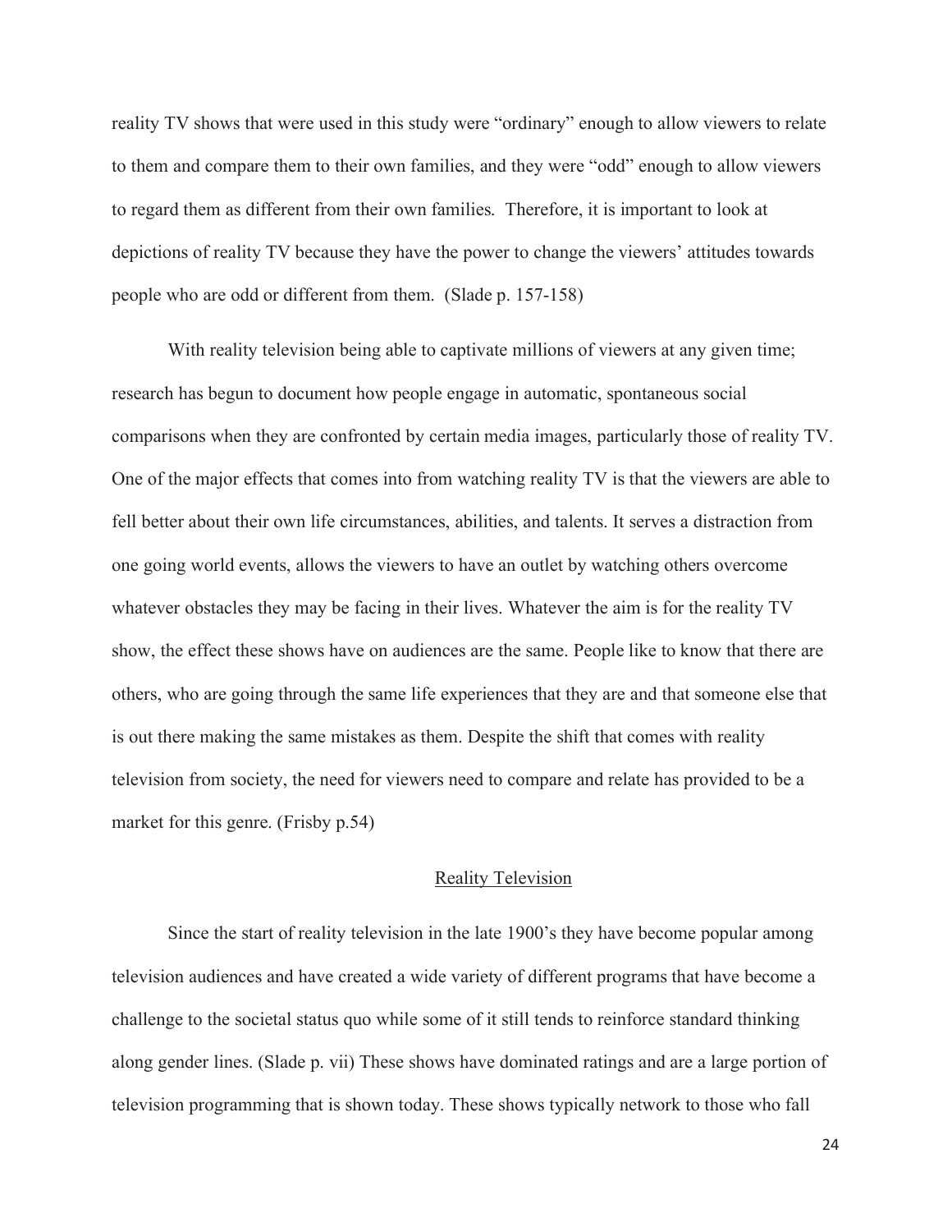reality TV shows that were used in this study were "ordinary" enough to allow viewers to relate to them and compare them to their own families, and they were "odd" enough to allow viewers to regard them as different from their own families. Therefore, it is important to look at depictions of reality TV because they have the power to change the viewers' attitudes towards people who are odd or different from them. (Slade p. 157-158)

With reality television being able to captivate millions of viewers at any given time; research has begun to document how people engage in automatic, spontaneous social comparisons when they are confronted by certain media images, particularly those of reality TV. One of the major effects that comes into from watching reality TV is that the viewers are able to fell better about their own life circumstances, abilities, and talents. It serves a distraction from one going world events, allows the viewers to have an outlet by watching others overcome whatever obstacles they may be facing in their lives. Whatever the aim is for the reality TV show, the effect these shows have on audiences are the same. People like to know that there are others, who are going through the same life experiences that they are and that someone else that is out there making the same mistakes as them. Despite the shift that comes with reality television from society, the need for viewers need to compare and relate has provided to be a market for this genre. (Frisby p.54)

## Reality Television

Since the start of reality television in the late 1900's they have become popular among television audiences and have created a wide variety of different programs that have become a challenge to the societal status quo while some of it still tends to reinforce standard thinking along gender lines. (Slade p. vii) These shows have dominated ratings and are a large portion of television programming that is shown today. These shows typically network to those who fall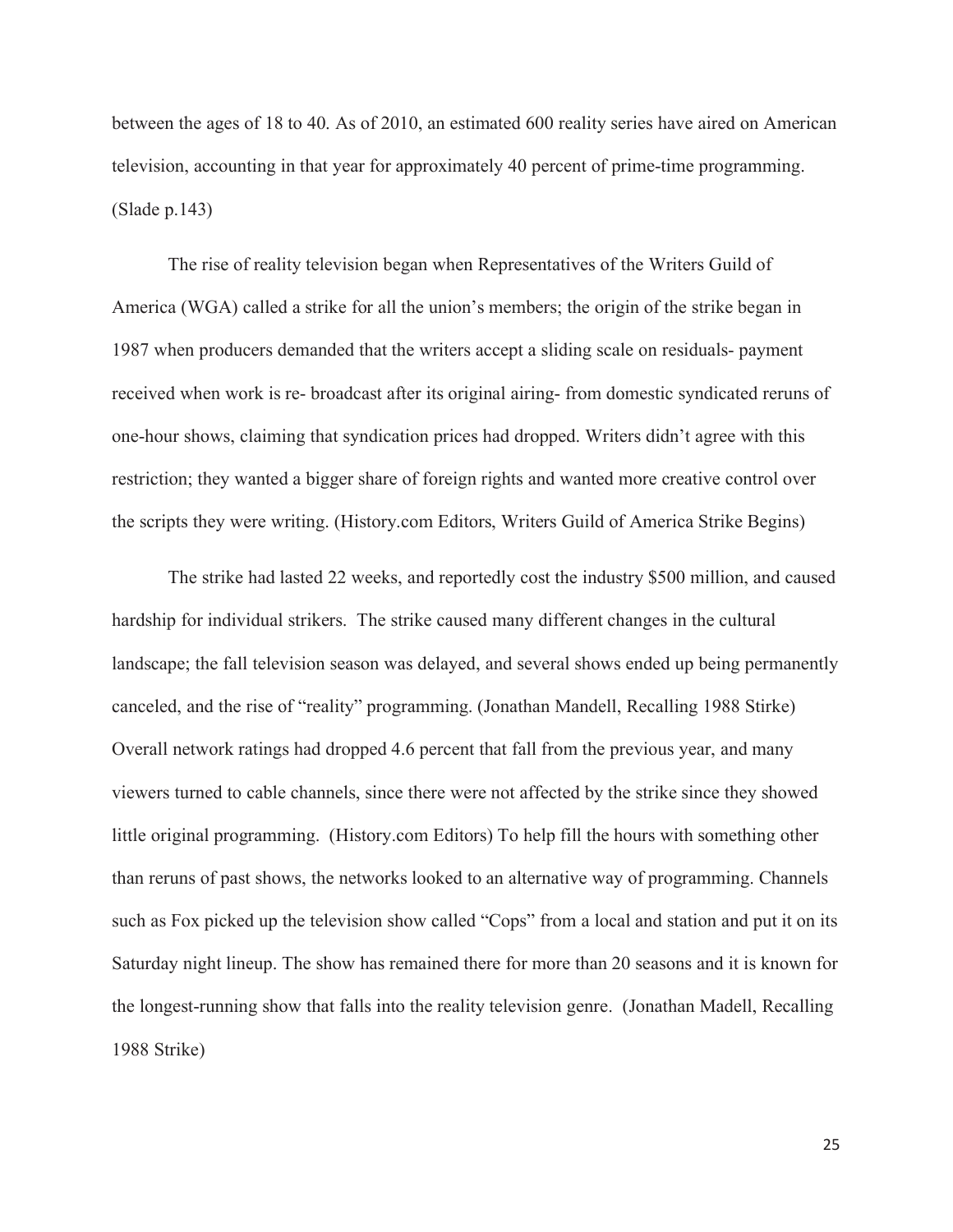between the ages of 18 to 40. As of 2010, an estimated 600 reality series have aired on American television, accounting in that year for approximately 40 percent of prime-time programming. (Slade p.143)

The rise of reality television began when Representatives of the Writers Guild of America (WGA) called a strike for all the union's members; the origin of the strike began in 1987 when producers demanded that the writers accept a sliding scale on residuals- payment received when work is re- broadcast after its original airing- from domestic syndicated reruns of one-hour shows, claiming that syndication prices had dropped. Writers didn't agree with this restriction; they wanted a bigger share of foreign rights and wanted more creative control over the scripts they were writing. (History.com Editors, Writers Guild of America Strike Begins)

The strike had lasted 22 weeks, and reportedly cost the industry $500 million, and caused hardship for individual strikers. The strike caused many different changes in the cultural landscape; the fall television season was delayed, and several shows ended up being permanently canceled, and the rise of "reality" programming. (Jonathan Mandell, Recalling 1988 Stirke) Overall network ratings had dropped 4.6 percent that fall from the previous year, and many viewers turned to cable channels, since there were not affected by the strike since they showed little original programming. (History.com Editors) To help fill the hours with something other than reruns of past shows, the networks looked to an alternative way of programming. Channels such as Fox picked up the television show called "Cops" from a local and station and put it on its Saturday night lineup. The show has remained there for more than 20 seasons and it is known for the longest-running show that falls into the reality television genre. (Jonathan Madell, Recalling 1988 Strike)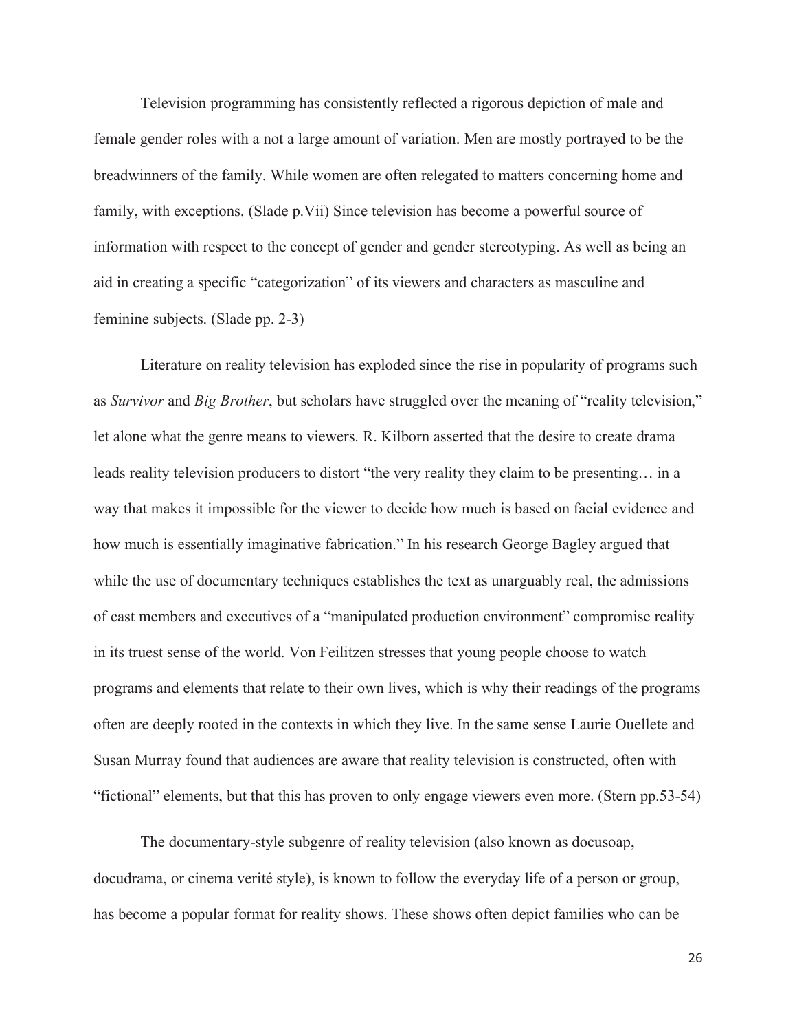Television programming has consistently reflected a rigorous depiction of male and female gender roles with a not a large amount of variation. Men are mostly portrayed to be the breadwinners of the family. While women are often relegated to matters concerning home and family, with exceptions. (Slade p.Vii) Since television has become a powerful source of information with respect to the concept of gender and gender stereotyping. As well as being an aid in creating a specific "categorization" of its viewers and characters as masculine and feminine subjects. (Slade pp. 2-3)

Literature on reality television has exploded since the rise in popularity of programs such as *Survivor* and *Big Brother*, but scholars have struggled over the meaning of "reality television," let alone what the genre means to viewers. R. Kilborn asserted that the desire to create drama leads reality television producers to distort "the very reality they claim to be presenting… in a way that makes it impossible for the viewer to decide how much is based on facial evidence and how much is essentially imaginative fabrication." In his research George Bagley argued that while the use of documentary techniques establishes the text as unarguably real, the admissions of cast members and executives of a "manipulated production environment" compromise reality in its truest sense of the world. Von Feilitzen stresses that young people choose to watch programs and elements that relate to their own lives, which is why their readings of the programs often are deeply rooted in the contexts in which they live. In the same sense Laurie Ouellete and Susan Murray found that audiences are aware that reality television is constructed, often with "fictional" elements, but that this has proven to only engage viewers even more. (Stern pp.53-54)

The documentary-style subgenre of reality television (also known as docusoap, docudrama, or cinema verité style), is known to follow the everyday life of a person or group, has become a popular format for reality shows. These shows often depict families who can be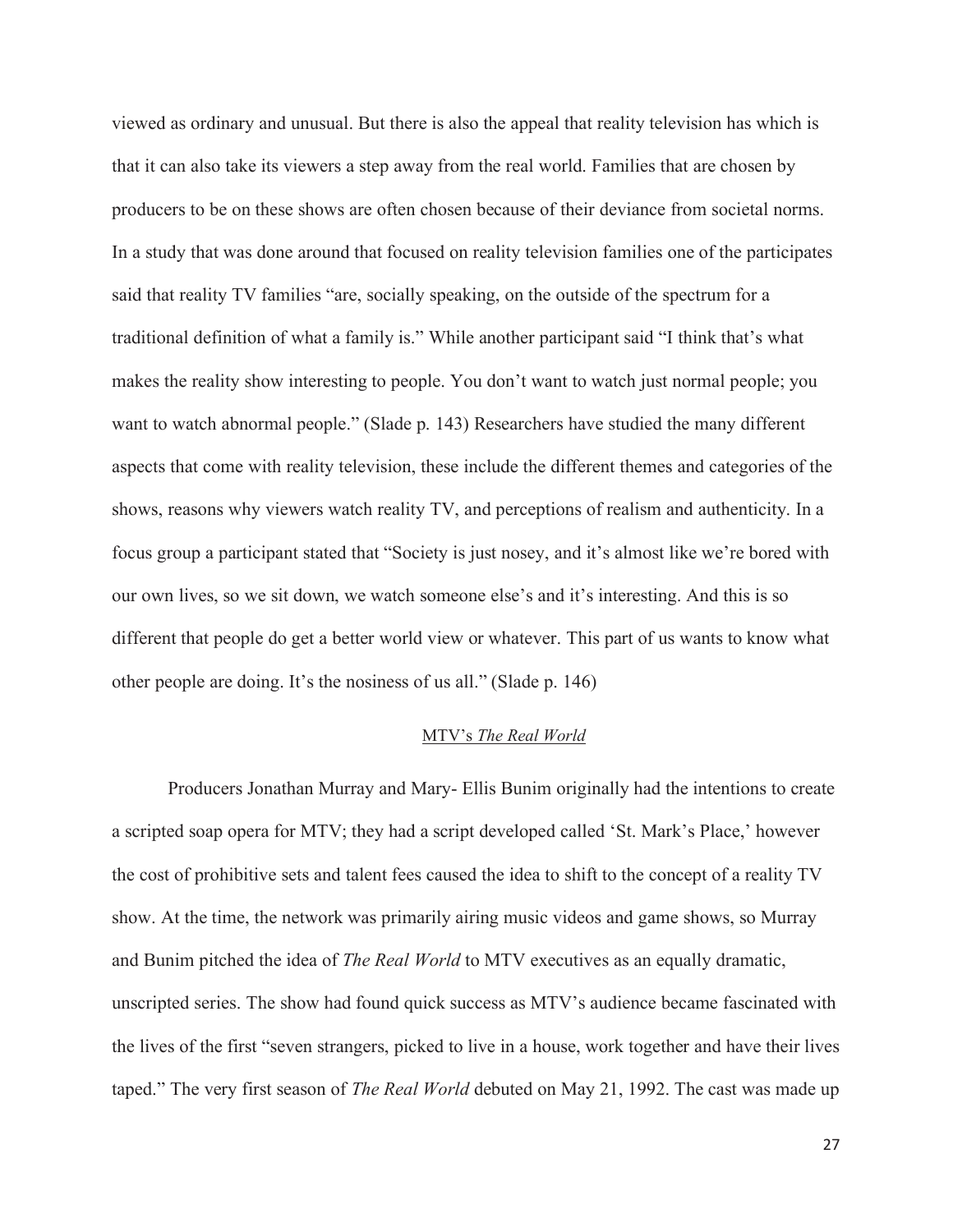viewed as ordinary and unusual. But there is also the appeal that reality television has which is that it can also take its viewers a step away from the real world. Families that are chosen by producers to be on these shows are often chosen because of their deviance from societal norms. In a study that was done around that focused on reality television families one of the participates said that reality TV families "are, socially speaking, on the outside of the spectrum for a traditional definition of what a family is." While another participant said "I think that's what makes the reality show interesting to people. You don't want to watch just normal people; you want to watch abnormal people." (Slade p. 143) Researchers have studied the many different aspects that come with reality television, these include the different themes and categories of the shows, reasons why viewers watch reality TV, and perceptions of realism and authenticity. In a focus group a participant stated that "Society is just nosey, and it's almost like we're bored with our own lives, so we sit down, we watch someone else's and it's interesting. And this is so different that people do get a better world view or whatever. This part of us wants to know what other people are doing. It's the nosiness of us all." (Slade p. 146)

## <u>MTV's *The Real World*</u>

Producers Jonathan Murray and Mary- Ellis Bunim originally had the intentions to create a scripted soap opera for MTV; they had a script developed called 'St. Mark's Place,' however the cost of prohibitive sets and talent fees caused the idea to shift to the concept of a reality TV show. At the time, the network was primarily airing music videos and game shows, so Murray and Bunim pitched the idea of *The Real World* to MTV executives as an equally dramatic, unscripted series. The show had found quick success as MTV's audience became fascinated with the lives of the first "seven strangers, picked to live in a house, work together and have their lives taped." The very first season of *The Real World* debuted on May 21, 1992. The cast was made up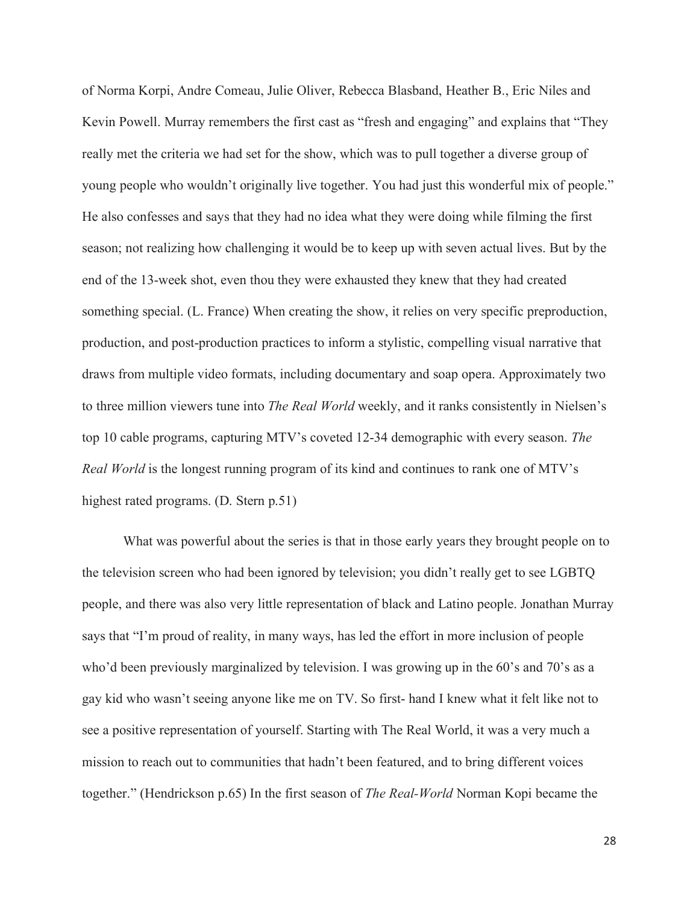of Norma Korpi, Andre Comeau, Julie Oliver, Rebecca Blasband, Heather B., Eric Niles and Kevin Powell. Murray remembers the first cast as "fresh and engaging" and explains that "They really met the criteria we had set for the show, which was to pull together a diverse group of young people who wouldn't originally live together. You had just this wonderful mix of people." He also confesses and says that they had no idea what they were doing while filming the first season; not realizing how challenging it would be to keep up with seven actual lives. But by the end of the 13-week shot, even thou they were exhausted they knew that they had created something special. (L. France) When creating the show, it relies on very specific preproduction, production, and post-production practices to inform a stylistic, compelling visual narrative that draws from multiple video formats, including documentary and soap opera. Approximately two to three million viewers tune into *The Real World* weekly, and it ranks consistently in Nielsen's top 10 cable programs, capturing MTV's coveted 12-34 demographic with every season. *The Real World* is the longest running program of its kind and continues to rank one of MTV's highest rated programs. (D. Stern p.51)

What was powerful about the series is that in those early years they brought people on to the television screen who had been ignored by television; you didn't really get to see LGBTQ people, and there was also very little representation of black and Latino people. Jonathan Murray says that "I'm proud of reality, in many ways, has led the effort in more inclusion of people who'd been previously marginalized by television. I was growing up in the 60's and 70's as a gay kid who wasn't seeing anyone like me on TV. So first- hand I knew what it felt like not to see a positive representation of yourself. Starting with The Real World, it was a very much a mission to reach out to communities that hadn't been featured, and to bring different voices together." (Hendrickson p.65) In the first season of *The Real-World* Norman Kopi became the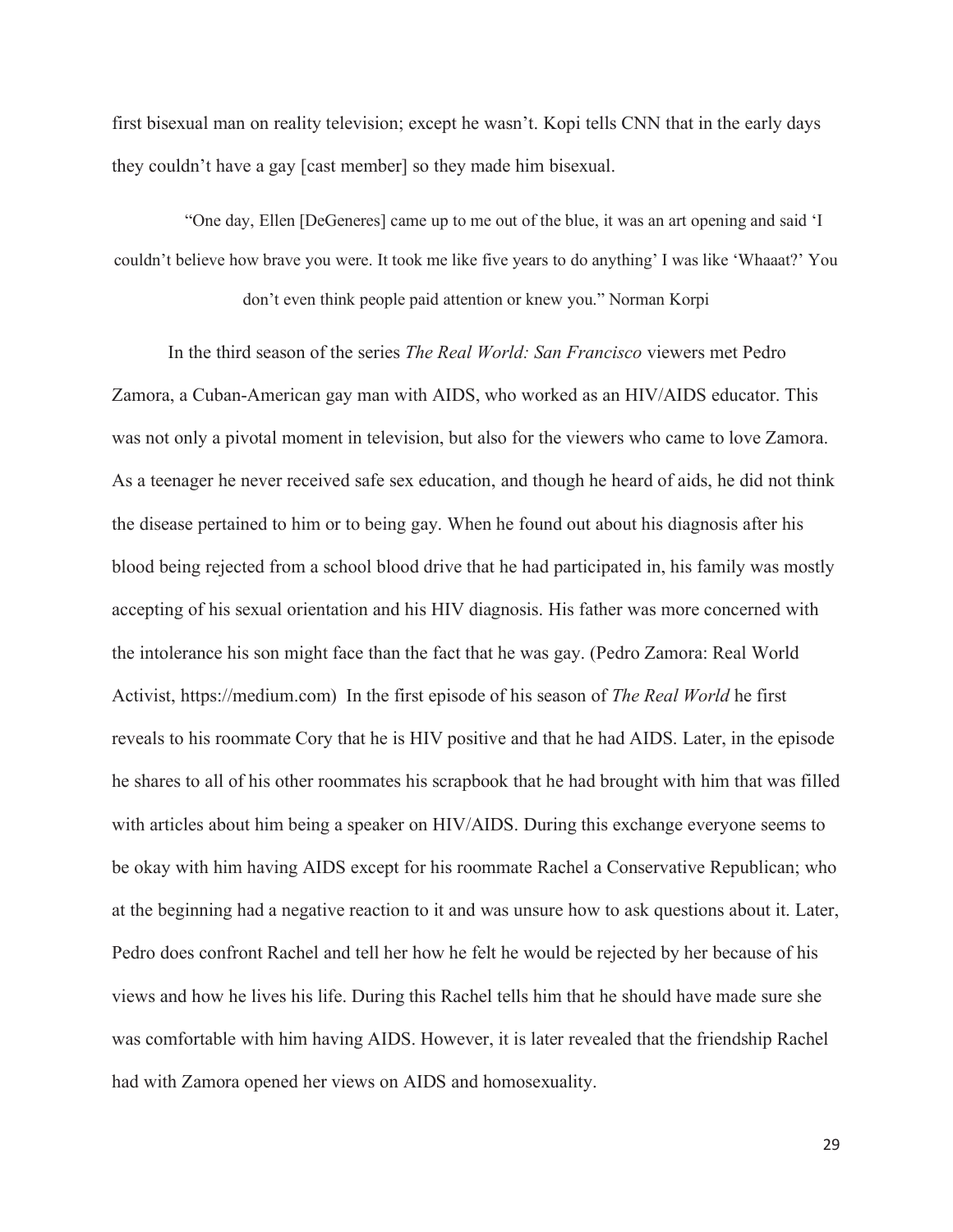first bisexual man on reality television; except he wasn't. Kopi tells CNN that in the early days they couldn't have a gay [cast member] so they made him bisexual.

> "One day, Ellen [DeGeneres] came up to me out of the blue, it was an art opening and said 'I couldn't believe how brave you were. It took me like five years to do anything' I was like 'Whaaat?' You don't even think people paid attention or knew you." Norman Korpi

In the third season of the series *The Real World: San Francisco* viewers met Pedro Zamora, a Cuban-American gay man with AIDS, who worked as an HIV/AIDS educator. This was not only a pivotal moment in television, but also for the viewers who came to love Zamora. As a teenager he never received safe sex education, and though he heard of aids, he did not think the disease pertained to him or to being gay. When he found out about his diagnosis after his blood being rejected from a school blood drive that he had participated in, his family was mostly accepting of his sexual orientation and his HIV diagnosis. His father was more concerned with the intolerance his son might face than the fact that he was gay. (Pedro Zamora: Real World Activist, https://medium.com) In the first episode of his season of *The Real World* he first reveals to his roommate Cory that he is HIV positive and that he had AIDS. Later, in the episode he shares to all of his other roommates his scrapbook that he had brought with him that was filled with articles about him being a speaker on HIV/AIDS. During this exchange everyone seems to be okay with him having AIDS except for his roommate Rachel a Conservative Republican; who at the beginning had a negative reaction to it and was unsure how to ask questions about it. Later, Pedro does confront Rachel and tell her how he felt he would be rejected by her because of his views and how he lives his life. During this Rachel tells him that he should have made sure she was comfortable with him having AIDS. However, it is later revealed that the friendship Rachel had with Zamora opened her views on AIDS and homosexuality.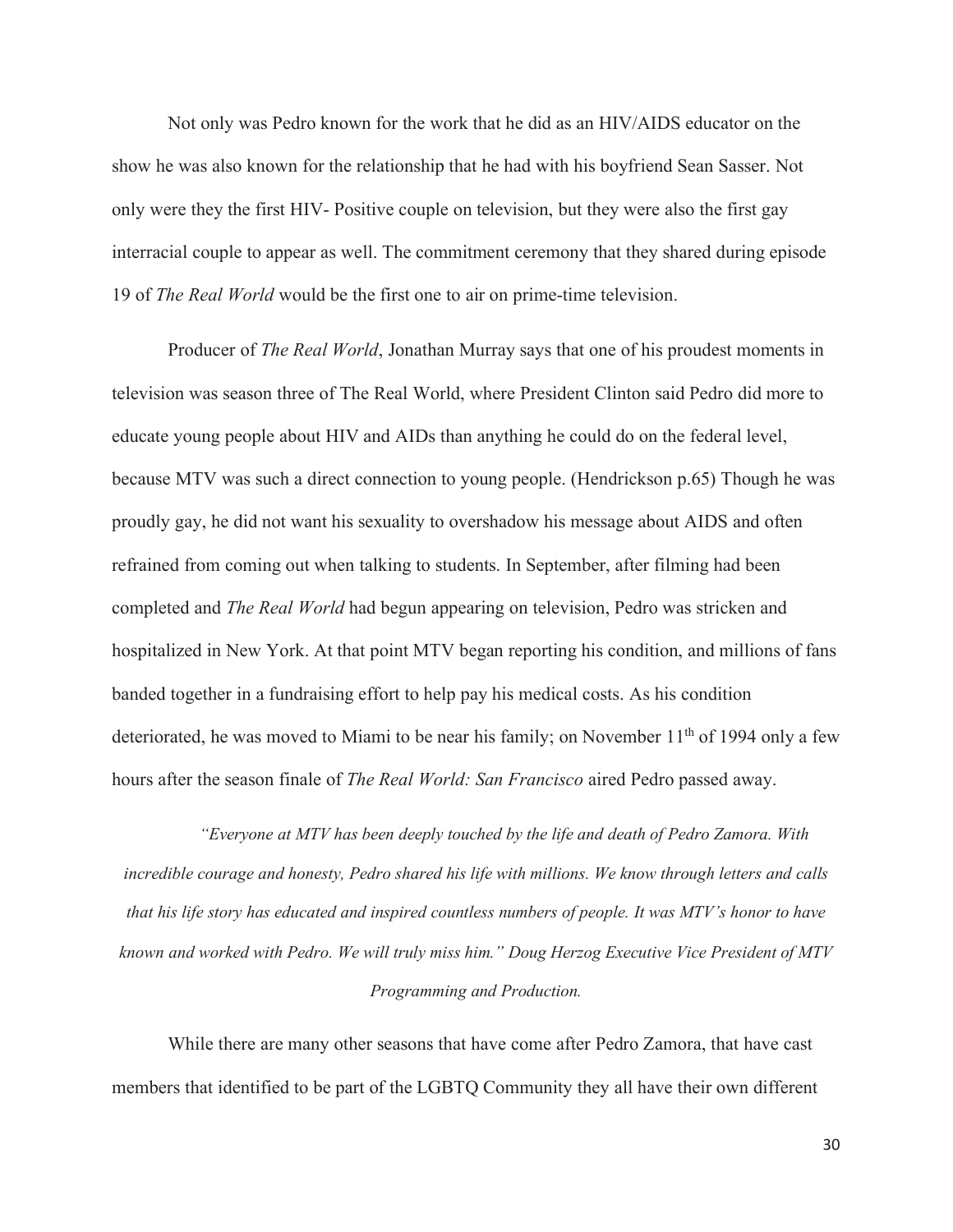Not only was Pedro known for the work that he did as an HIV/AIDS educator on the show he was also known for the relationship that he had with his boyfriend Sean Sasser. Not only were they the first HIV- Positive couple on television, but they were also the first gay interracial couple to appear as well. The commitment ceremony that they shared during episode 19 of *The Real World* would be the first one to air on prime-time television.

Producer of *The Real World*, Jonathan Murray says that one of his proudest moments in television was season three of The Real World, where President Clinton said Pedro did more to educate young people about HIV and AIDs than anything he could do on the federal level, because MTV was such a direct connection to young people. (Hendrickson p.65) Though he was proudly gay, he did not want his sexuality to overshadow his message about AIDS and often refrained from coming out when talking to students. In September, after filming had been completed and *The Real World* had begun appearing on television, Pedro was stricken and hospitalized in New York. At that point MTV began reporting his condition, and millions of fans banded together in a fundraising effort to help pay his medical costs. As his condition deteriorated, he was moved to Miami to be near his family; on November 11th of 1994 only a few hours after the season finale of *The Real World: San Francisco* aired Pedro passed away.

> *"Everyone at MTV has been deeply touched by the life and death of Pedro Zamora. With incredible courage and honesty, Pedro shared his life with millions. We know through letters and calls that his life story has educated and inspired countless numbers of people. It was MTV's honor to have known and worked with Pedro. We will truly miss him." Doug Herzog Executive Vice President of MTV Programming and Production.*

While there are many other seasons that have come after Pedro Zamora, that have cast members that identified to be part of the LGBTQ Community they all have their own different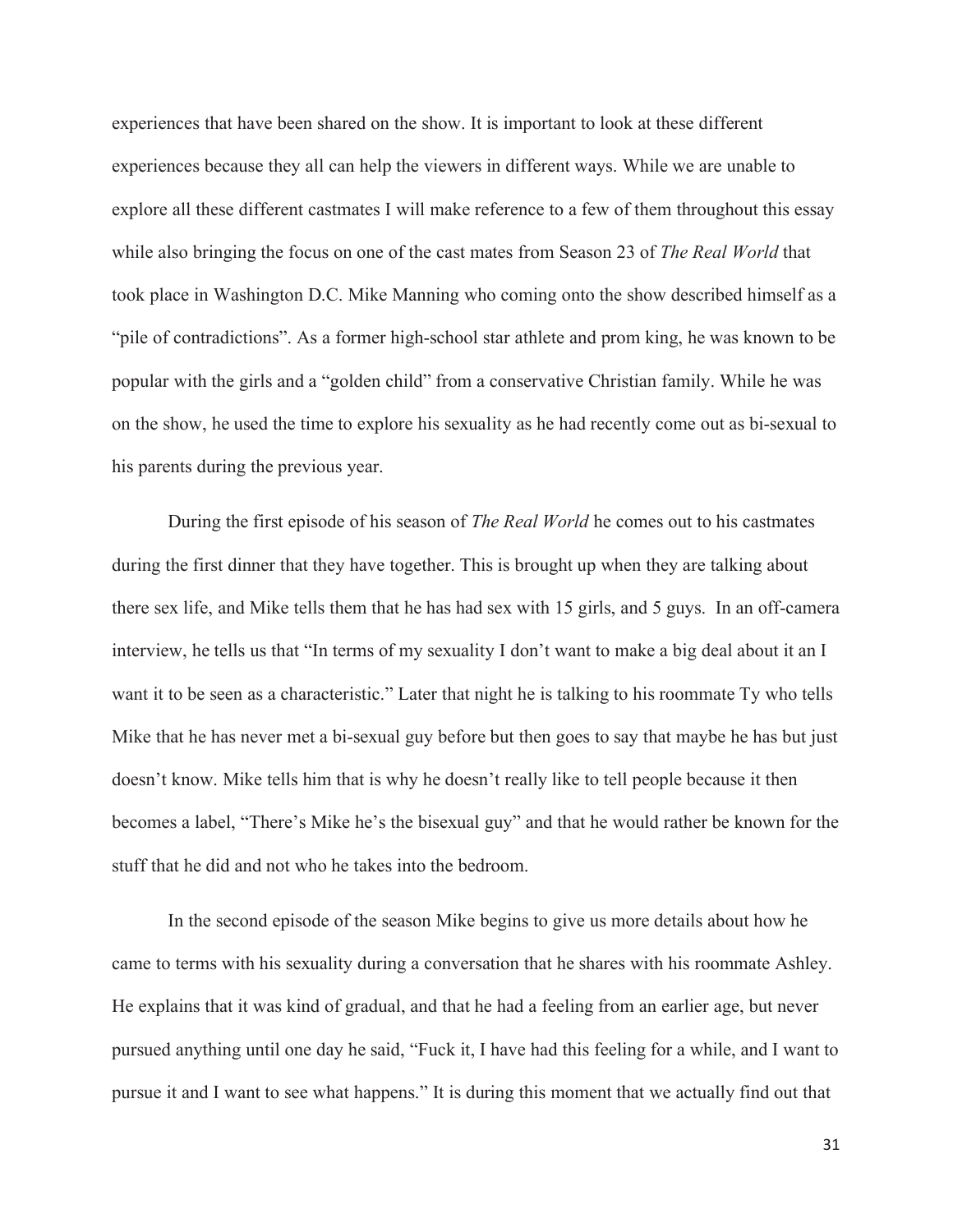experiences that have been shared on the show. It is important to look at these different experiences because they all can help the viewers in different ways. While we are unable to explore all these different castmates I will make reference to a few of them throughout this essay while also bringing the focus on one of the cast mates from Season 23 of *The Real World* that took place in Washington D.C. Mike Manning who coming onto the show described himself as a "pile of contradictions". As a former high-school star athlete and prom king, he was known to be popular with the girls and a "golden child" from a conservative Christian family. While he was on the show, he used the time to explore his sexuality as he had recently come out as bi-sexual to his parents during the previous year.

During the first episode of his season of *The Real World* he comes out to his castmates during the first dinner that they have together. This is brought up when they are talking about there sex life, and Mike tells them that he has had sex with 15 girls, and 5 guys. In an off-camera interview, he tells us that "In terms of my sexuality I don't want to make a big deal about it an I want it to be seen as a characteristic." Later that night he is talking to his roommate Ty who tells Mike that he has never met a bi-sexual guy before but then goes to say that maybe he has but just doesn't know. Mike tells him that is why he doesn't really like to tell people because it then becomes a label, "There's Mike he's the bisexual guy" and that he would rather be known for the stuff that he did and not who he takes into the bedroom.

In the second episode of the season Mike begins to give us more details about how he came to terms with his sexuality during a conversation that he shares with his roommate Ashley. He explains that it was kind of gradual, and that he had a feeling from an earlier age, but never pursued anything until one day he said, "Fuck it, I have had this feeling for a while, and I want to pursue it and I want to see what happens." It is during this moment that we actually find out that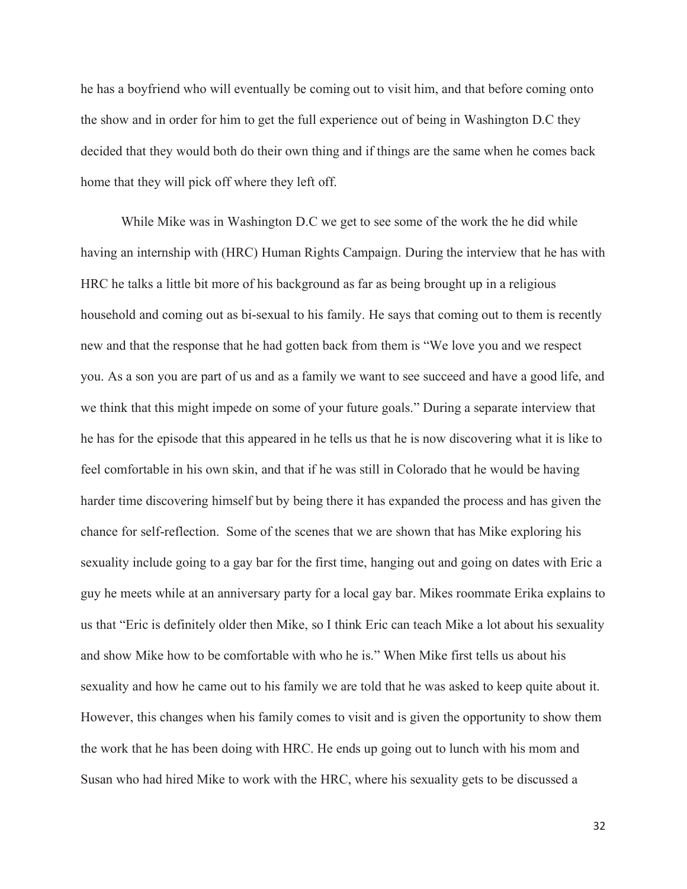he has a boyfriend who will eventually be coming out to visit him, and that before coming onto the show and in order for him to get the full experience out of being in Washington D.C they decided that they would both do their own thing and if things are the same when he comes back home that they will pick off where they left off.

While Mike was in Washington D.C we get to see some of the work the he did while having an internship with (HRC) Human Rights Campaign. During the interview that he has with HRC he talks a little bit more of his background as far as being brought up in a religious household and coming out as bi-sexual to his family. He says that coming out to them is recently new and that the response that he had gotten back from them is "We love you and we respect you. As a son you are part of us and as a family we want to see succeed and have a good life, and we think that this might impede on some of your future goals." During a separate interview that he has for the episode that this appeared in he tells us that he is now discovering what it is like to feel comfortable in his own skin, and that if he was still in Colorado that he would be having harder time discovering himself but by being there it has expanded the process and has given the chance for self-reflection. Some of the scenes that we are shown that has Mike exploring his sexuality include going to a gay bar for the first time, hanging out and going on dates with Eric a guy he meets while at an anniversary party for a local gay bar. Mikes roommate Erika explains to us that "Eric is definitely older then Mike, so I think Eric can teach Mike a lot about his sexuality and show Mike how to be comfortable with who he is." When Mike first tells us about his sexuality and how he came out to his family we are told that he was asked to keep quite about it. However, this changes when his family comes to visit and is given the opportunity to show them the work that he has been doing with HRC. He ends up going out to lunch with his mom and Susan who had hired Mike to work with the HRC, where his sexuality gets to be discussed a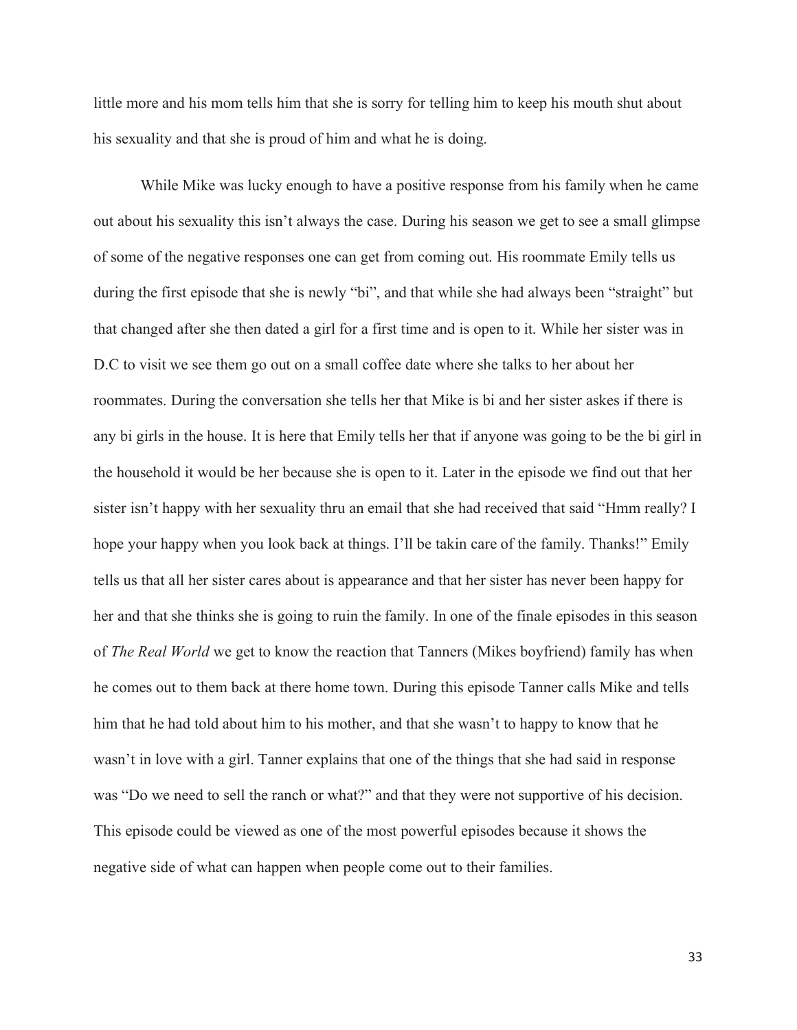little more and his mom tells him that she is sorry for telling him to keep his mouth shut about his sexuality and that she is proud of him and what he is doing.

While Mike was lucky enough to have a positive response from his family when he came out about his sexuality this isn't always the case. During his season we get to see a small glimpse of some of the negative responses one can get from coming out. His roommate Emily tells us during the first episode that she is newly "bi", and that while she had always been "straight" but that changed after she then dated a girl for a first time and is open to it. While her sister was in D.C to visit we see them go out on a small coffee date where she talks to her about her roommates. During the conversation she tells her that Mike is bi and her sister askes if there is any bi girls in the house. It is here that Emily tells her that if anyone was going to be the bi girl in the household it would be her because she is open to it. Later in the episode we find out that her sister isn't happy with her sexuality thru an email that she had received that said "Hmm really? I hope your happy when you look back at things. I'll be takin care of the family. Thanks!" Emily tells us that all her sister cares about is appearance and that her sister has never been happy for her and that she thinks she is going to ruin the family. In one of the finale episodes in this season of *The Real World* we get to know the reaction that Tanners (Mikes boyfriend) family has when he comes out to them back at there home town. During this episode Tanner calls Mike and tells him that he had told about him to his mother, and that she wasn't to happy to know that he wasn't in love with a girl. Tanner explains that one of the things that she had said in response was "Do we need to sell the ranch or what?" and that they were not supportive of his decision. This episode could be viewed as one of the most powerful episodes because it shows the negative side of what can happen when people come out to their families.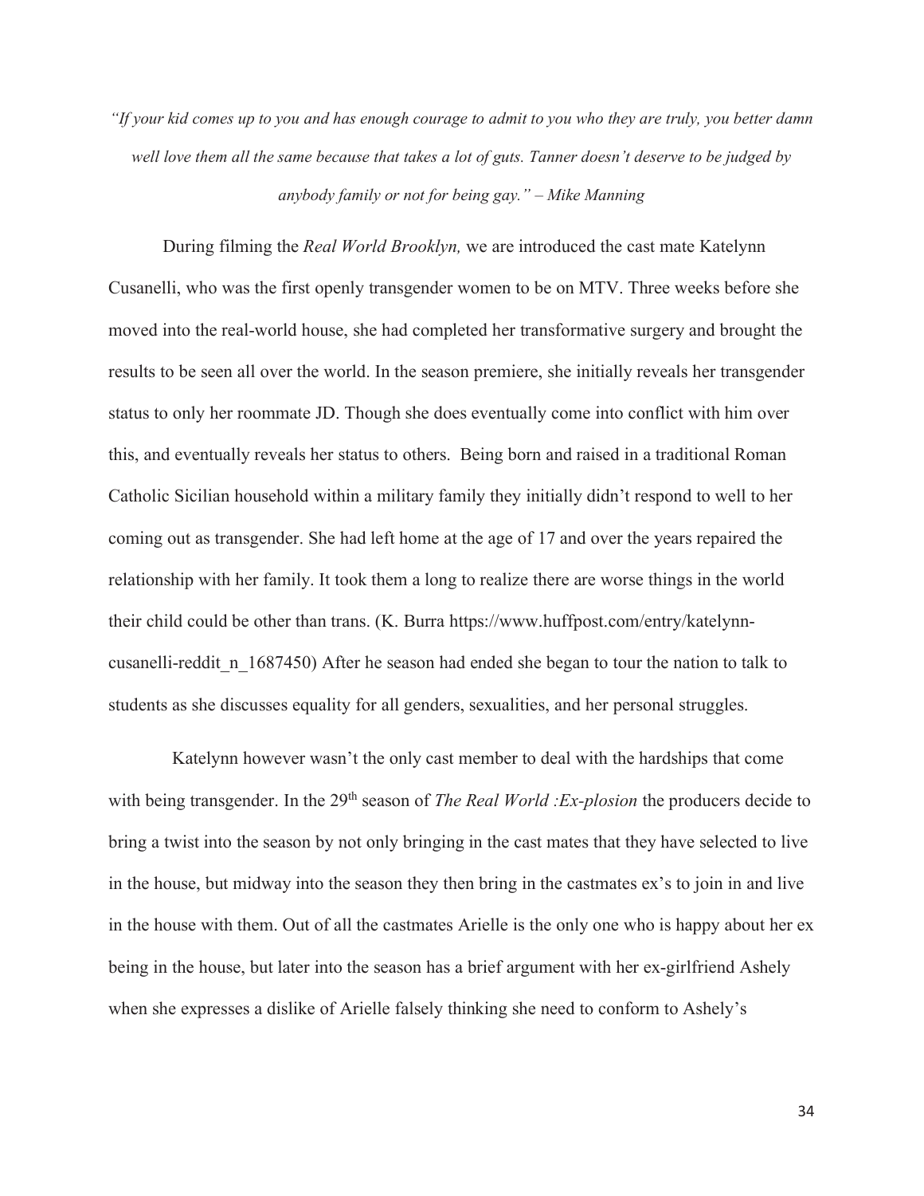*"If your kid comes up to you and has enough courage to admit to you who they are truly, you better damn well love them all the same because that takes a lot of guts. Tanner doesn't deserve to be judged by anybody family or not for being gay." – Mike Manning*

During filming the *Real World Brooklyn,* we are introduced the cast mate Katelynn Cusanelli, who was the first openly transgender women to be on MTV. Three weeks before she moved into the real-world house, she had completed her transformative surgery and brought the results to be seen all over the world. In the season premiere, she initially reveals her transgender status to only her roommate JD. Though she does eventually come into conflict with him over this, and eventually reveals her status to others. Being born and raised in a traditional Roman Catholic Sicilian household within a military family they initially didn't respond to well to her coming out as transgender. She had left home at the age of 17 and over the years repaired the relationship with her family. It took them a long to realize there are worse things in the world their child could be other than trans. (K. Burra https://www.huffpost.com/entry/katelynn-cusanelli-reddit_n_1687450) After he season had ended she began to tour the nation to talk to students as she discusses equality for all genders, sexualities, and her personal struggles.

Katelynn however wasn't the only cast member to deal with the hardships that come with being transgender. In the 29th season of *The Real World :Ex-plosion* the producers decide to bring a twist into the season by not only bringing in the cast mates that they have selected to live in the house, but midway into the season they then bring in the castmates ex's to join in and live in the house with them. Out of all the castmates Arielle is the only one who is happy about her ex being in the house, but later into the season has a brief argument with her ex-girlfriend Ashely when she expresses a dislike of Arielle falsely thinking she need to conform to Ashely's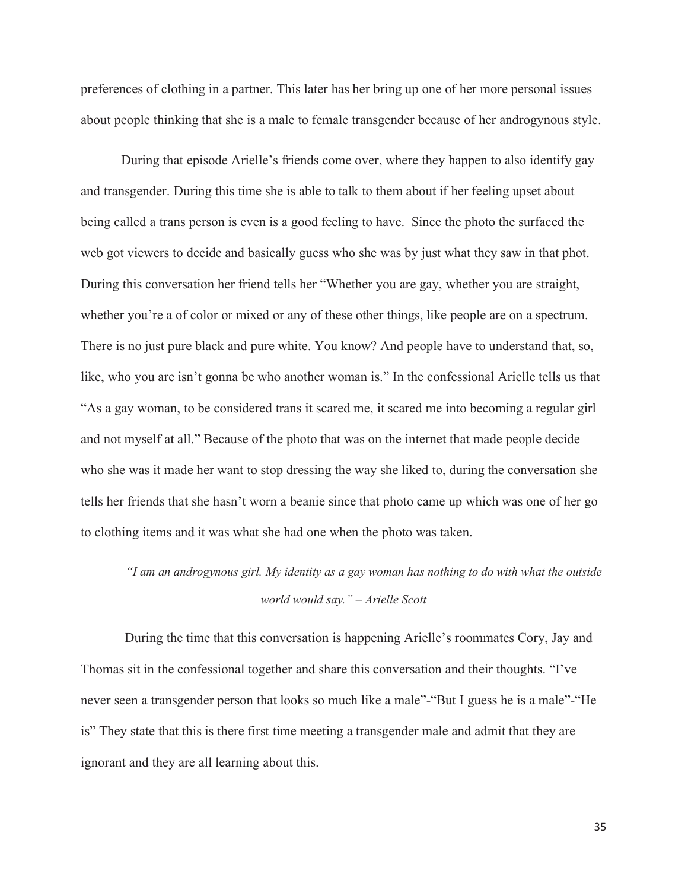preferences of clothing in a partner. This later has her bring up one of her more personal issues about people thinking that she is a male to female transgender because of her androgynous style.

During that episode Arielle's friends come over, where they happen to also identify gay and transgender. During this time she is able to talk to them about if her feeling upset about being called a trans person is even is a good feeling to have. Since the photo the surfaced the web got viewers to decide and basically guess who she was by just what they saw in that phot. During this conversation her friend tells her "Whether you are gay, whether you are straight, whether you're a of color or mixed or any of these other things, like people are on a spectrum. There is no just pure black and pure white. You know? And people have to understand that, so, like, who you are isn't gonna be who another woman is." In the confessional Arielle tells us that "As a gay woman, to be considered trans it scared me, it scared me into becoming a regular girl and not myself at all." Because of the photo that was on the internet that made people decide who she was it made her want to stop dressing the way she liked to, during the conversation she tells her friends that she hasn't worn a beanie since that photo came up which was one of her go to clothing items and it was what she had one when the photo was taken.

*"I am an androgynous girl. My identity as a gay woman has nothing to do with what the outside world would say." – Arielle Scott*

During the time that this conversation is happening Arielle's roommates Cory, Jay and Thomas sit in the confessional together and share this conversation and their thoughts. "I've never seen a transgender person that looks so much like a male"-"But I guess he is a male"-"He is" They state that this is there first time meeting a transgender male and admit that they are ignorant and they are all learning about this.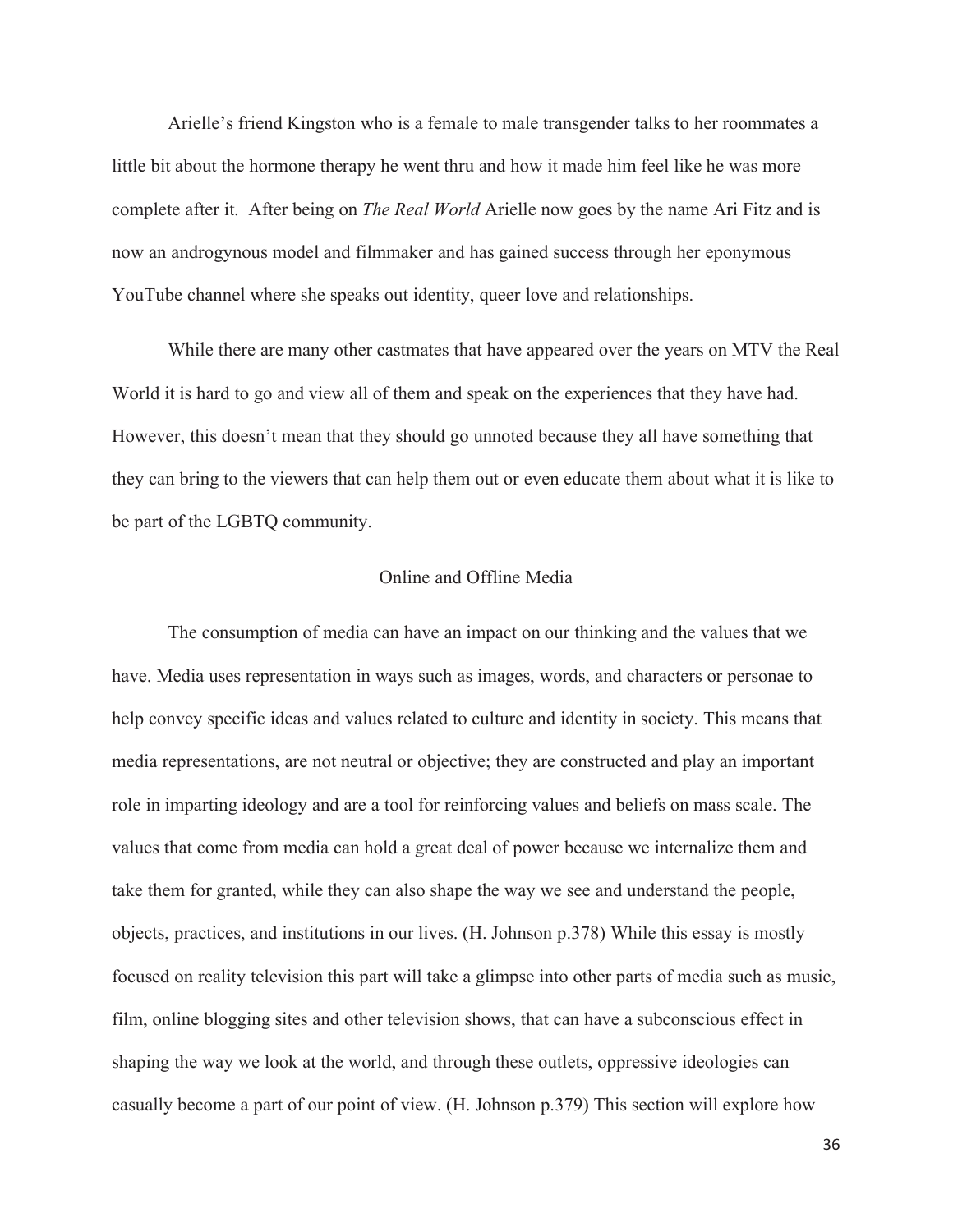Arielle's friend Kingston who is a female to male transgender talks to her roommates a little bit about the hormone therapy he went thru and how it made him feel like he was more complete after it. After being on *The Real World* Arielle now goes by the name Ari Fitz and is now an androgynous model and filmmaker and has gained success through her eponymous YouTube channel where she speaks out identity, queer love and relationships.

While there are many other castmates that have appeared over the years on MTV the Real World it is hard to go and view all of them and speak on the experiences that they have had. However, this doesn't mean that they should go unnoted because they all have something that they can bring to the viewers that can help them out or even educate them about what it is like to be part of the LGBTQ community.

## Online and Offline Media

The consumption of media can have an impact on our thinking and the values that we have. Media uses representation in ways such as images, words, and characters or personae to help convey specific ideas and values related to culture and identity in society. This means that media representations, are not neutral or objective; they are constructed and play an important role in imparting ideology and are a tool for reinforcing values and beliefs on mass scale. The values that come from media can hold a great deal of power because we internalize them and take them for granted, while they can also shape the way we see and understand the people, objects, practices, and institutions in our lives. (H. Johnson p.378) While this essay is mostly focused on reality television this part will take a glimpse into other parts of media such as music, film, online blogging sites and other television shows, that can have a subconscious effect in shaping the way we look at the world, and through these outlets, oppressive ideologies can casually become a part of our point of view. (H. Johnson p.379) This section will explore how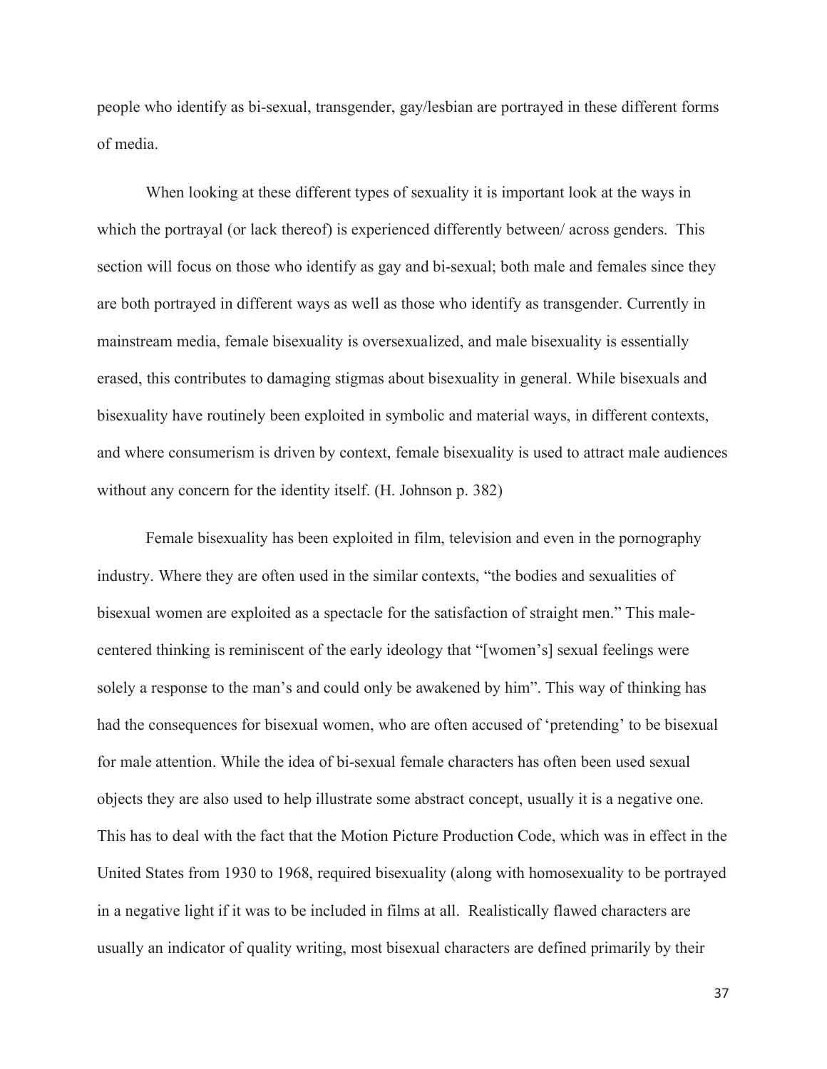people who identify as bi-sexual, transgender, gay/lesbian are portrayed in these different forms of media.

When looking at these different types of sexuality it is important look at the ways in which the portrayal (or lack thereof) is experienced differently between/ across genders. This section will focus on those who identify as gay and bi-sexual; both male and females since they are both portrayed in different ways as well as those who identify as transgender. Currently in mainstream media, female bisexuality is oversexualized, and male bisexuality is essentially erased, this contributes to damaging stigmas about bisexuality in general. While bisexuals and bisexuality have routinely been exploited in symbolic and material ways, in different contexts, and where consumerism is driven by context, female bisexuality is used to attract male audiences without any concern for the identity itself. (H. Johnson p. 382)

Female bisexuality has been exploited in film, television and even in the pornography industry. Where they are often used in the similar contexts, "the bodies and sexualities of bisexual women are exploited as a spectacle for the satisfaction of straight men." This male-centered thinking is reminiscent of the early ideology that "[women's] sexual feelings were solely a response to the man's and could only be awakened by him". This way of thinking has had the consequences for bisexual women, who are often accused of 'pretending' to be bisexual for male attention. While the idea of bi-sexual female characters has often been used sexual objects they are also used to help illustrate some abstract concept, usually it is a negative one. This has to deal with the fact that the Motion Picture Production Code, which was in effect in the United States from 1930 to 1968, required bisexuality (along with homosexuality to be portrayed in a negative light if it was to be included in films at all. Realistically flawed characters are usually an indicator of quality writing, most bisexual characters are defined primarily by their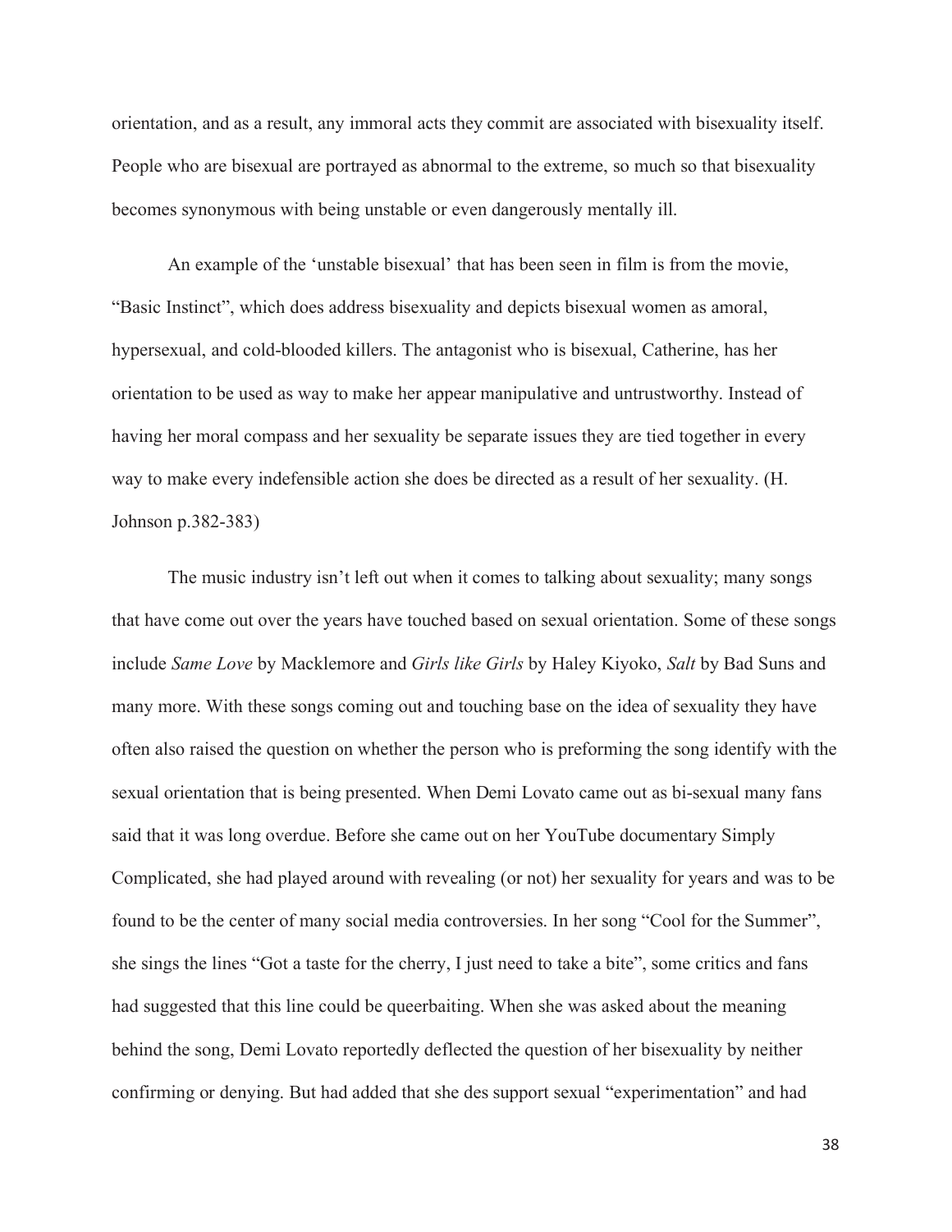orientation, and as a result, any immoral acts they commit are associated with bisexuality itself. People who are bisexual are portrayed as abnormal to the extreme, so much so that bisexuality becomes synonymous with being unstable or even dangerously mentally ill.

An example of the 'unstable bisexual' that has been seen in film is from the movie, "Basic Instinct", which does address bisexuality and depicts bisexual women as amoral, hypersexual, and cold-blooded killers. The antagonist who is bisexual, Catherine, has her orientation to be used as way to make her appear manipulative and untrustworthy. Instead of having her moral compass and her sexuality be separate issues they are tied together in every way to make every indefensible action she does be directed as a result of her sexuality. (H. Johnson p.382-383)

The music industry isn't left out when it comes to talking about sexuality; many songs that have come out over the years have touched based on sexual orientation. Some of these songs include *Same Love* by Macklemore and *Girls like Girls* by Haley Kiyoko, *Salt* by Bad Suns and many more. With these songs coming out and touching base on the idea of sexuality they have often also raised the question on whether the person who is preforming the song identify with the sexual orientation that is being presented. When Demi Lovato came out as bi-sexual many fans said that it was long overdue. Before she came out on her YouTube documentary Simply Complicated, she had played around with revealing (or not) her sexuality for years and was to be found to be the center of many social media controversies. In her song "Cool for the Summer", she sings the lines "Got a taste for the cherry, I just need to take a bite", some critics and fans had suggested that this line could be queerbaiting. When she was asked about the meaning behind the song, Demi Lovato reportedly deflected the question of her bisexuality by neither confirming or denying. But had added that she des support sexual "experimentation" and had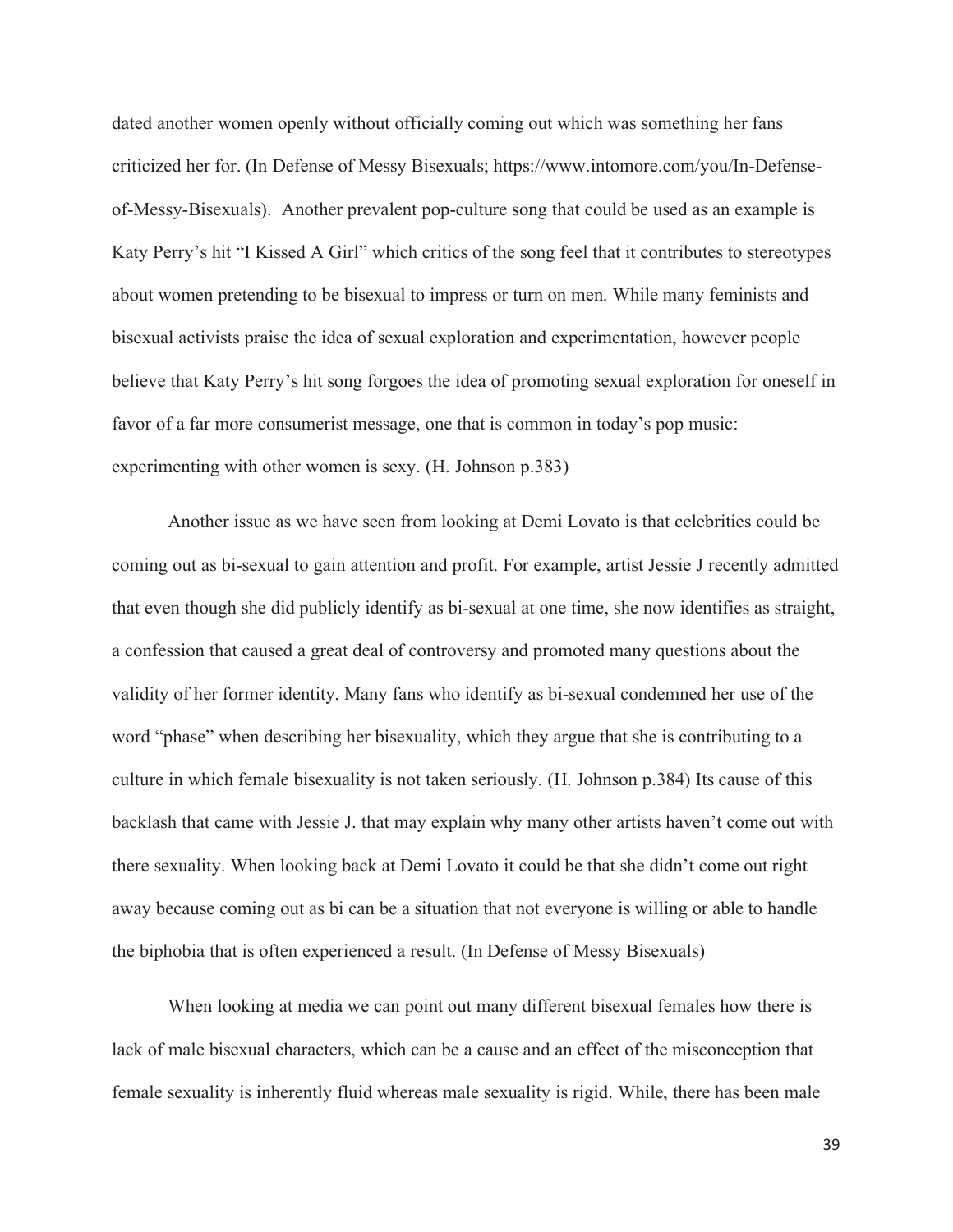dated another women openly without officially coming out which was something her fans criticized her for. (In Defense of Messy Bisexuals; https://www.intomore.com/you/In-Defense-of-Messy-Bisexuals). Another prevalent pop-culture song that could be used as an example is Katy Perry's hit "I Kissed A Girl" which critics of the song feel that it contributes to stereotypes about women pretending to be bisexual to impress or turn on men. While many feminists and bisexual activists praise the idea of sexual exploration and experimentation, however people believe that Katy Perry's hit song forgoes the idea of promoting sexual exploration for oneself in favor of a far more consumerist message, one that is common in today's pop music: experimenting with other women is sexy. (H. Johnson p.383)

Another issue as we have seen from looking at Demi Lovato is that celebrities could be coming out as bi-sexual to gain attention and profit. For example, artist Jessie J recently admitted that even though she did publicly identify as bi-sexual at one time, she now identifies as straight, a confession that caused a great deal of controversy and promoted many questions about the validity of her former identity. Many fans who identify as bi-sexual condemned her use of the word "phase" when describing her bisexuality, which they argue that she is contributing to a culture in which female bisexuality is not taken seriously. (H. Johnson p.384) Its cause of this backlash that came with Jessie J. that may explain why many other artists haven't come out with there sexuality. When looking back at Demi Lovato it could be that she didn't come out right away because coming out as bi can be a situation that not everyone is willing or able to handle the biphobia that is often experienced a result. (In Defense of Messy Bisexuals)

When looking at media we can point out many different bisexual females how there is lack of male bisexual characters, which can be a cause and an effect of the misconception that female sexuality is inherently fluid whereas male sexuality is rigid. While, there has been male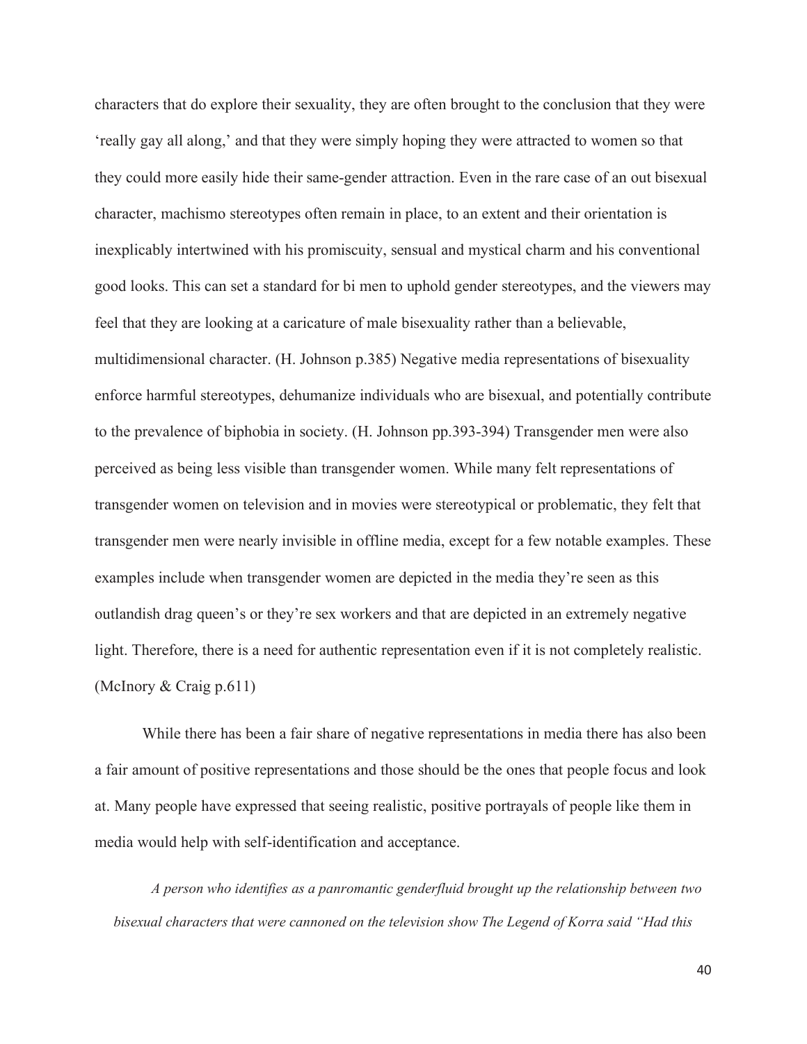characters that do explore their sexuality, they are often brought to the conclusion that they were 'really gay all along,' and that they were simply hoping they were attracted to women so that they could more easily hide their same-gender attraction. Even in the rare case of an out bisexual character, machismo stereotypes often remain in place, to an extent and their orientation is inexplicably intertwined with his promiscuity, sensual and mystical charm and his conventional good looks. This can set a standard for bi men to uphold gender stereotypes, and the viewers may feel that they are looking at a caricature of male bisexuality rather than a believable, multidimensional character. (H. Johnson p.385) Negative media representations of bisexuality enforce harmful stereotypes, dehumanize individuals who are bisexual, and potentially contribute to the prevalence of biphobia in society. (H. Johnson pp.393-394) Transgender men were also perceived as being less visible than transgender women. While many felt representations of transgender women on television and in movies were stereotypical or problematic, they felt that transgender men were nearly invisible in offline media, except for a few notable examples. These examples include when transgender women are depicted in the media they're seen as this outlandish drag queen's or they're sex workers and that are depicted in an extremely negative light. Therefore, there is a need for authentic representation even if it is not completely realistic. (McInory & Craig p.611)

While there has been a fair share of negative representations in media there has also been a fair amount of positive representations and those should be the ones that people focus and look at. Many people have expressed that seeing realistic, positive portrayals of people like them in media would help with self-identification and acceptance.

*A person who identifies as a panromantic genderfluid brought up the relationship between two bisexual characters that were cannoned on the television show The Legend of Korra said "Had this*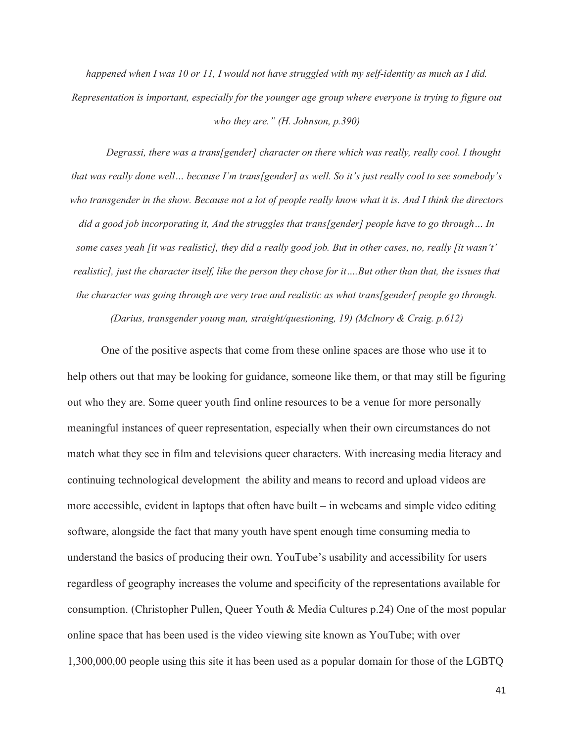*happened when I was 10 or 11, I would not have struggled with my self-identity as much as I did. Representation is important, especially for the younger age group where everyone is trying to figure out who they are." (H. Johnson, p.390)*

*Degrassi, there was a trans[gender] character on there which was really, really cool. I thought that was really done well… because I'm trans[gender] as well. So it's just really cool to see somebody's who transgender in the show. Because not a lot of people really know what it is. And I think the directors did a good job incorporating it, And the struggles that trans[gender] people have to go through… In some cases yeah [it was realistic], they did a really good job. But in other cases, no, really [it wasn't' realistic], just the character itself, like the person they chose for it….But other than that, the issues that the character was going through are very true and realistic as what trans[gender[ people go through. (Darius, transgender young man, straight/questioning, 19) (McInory & Craig. p.612)*

One of the positive aspects that come from these online spaces are those who use it to help others out that may be looking for guidance, someone like them, or that may still be figuring out who they are. Some queer youth find online resources to be a venue for more personally meaningful instances of queer representation, especially when their own circumstances do not match what they see in film and televisions queer characters. With increasing media literacy and continuing technological development the ability and means to record and upload videos are more accessible, evident in laptops that often have built – in webcams and simple video editing software, alongside the fact that many youth have spent enough time consuming media to understand the basics of producing their own. YouTube's usability and accessibility for users regardless of geography increases the volume and specificity of the representations available for consumption. (Christopher Pullen, Queer Youth & Media Cultures p.24) One of the most popular online space that has been used is the video viewing site known as YouTube; with over 1,300,000,00 people using this site it has been used as a popular domain for those of the LGBTQ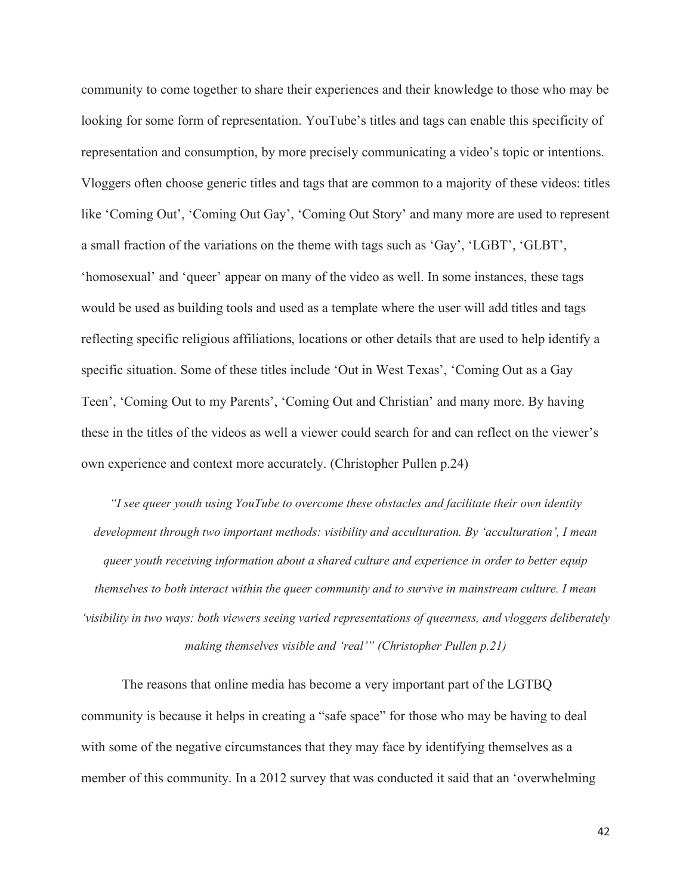community to come together to share their experiences and their knowledge to those who may be looking for some form of representation. YouTube's titles and tags can enable this specificity of representation and consumption, by more precisely communicating a video's topic or intentions. Vloggers often choose generic titles and tags that are common to a majority of these videos: titles like 'Coming Out', 'Coming Out Gay', 'Coming Out Story' and many more are used to represent a small fraction of the variations on the theme with tags such as 'Gay', 'LGBT', 'GLBT', 'homosexual' and 'queer' appear on many of the video as well. In some instances, these tags would be used as building tools and used as a template where the user will add titles and tags reflecting specific religious affiliations, locations or other details that are used to help identify a specific situation. Some of these titles include 'Out in West Texas', 'Coming Out as a Gay Teen', 'Coming Out to my Parents', 'Coming Out and Christian' and many more. By having these in the titles of the videos as well a viewer could search for and can reflect on the viewer's own experience and context more accurately. (Christopher Pullen p.24)

> *"I see queer youth using YouTube to overcome these obstacles and facilitate their own identity development through two important methods: visibility and acculturation. By 'acculturation', I mean queer youth receiving information about a shared culture and experience in order to better equip themselves to both interact within the queer community and to survive in mainstream culture. I mean 'visibility in two ways: both viewers seeing varied representations of queerness, and vloggers deliberately making themselves visible and 'real'" (Christopher Pullen p.21)*

The reasons that online media has become a very important part of the LGTBQ community is because it helps in creating a "safe space" for those who may be having to deal with some of the negative circumstances that they may face by identifying themselves as a member of this community. In a 2012 survey that was conducted it said that an 'overwhelming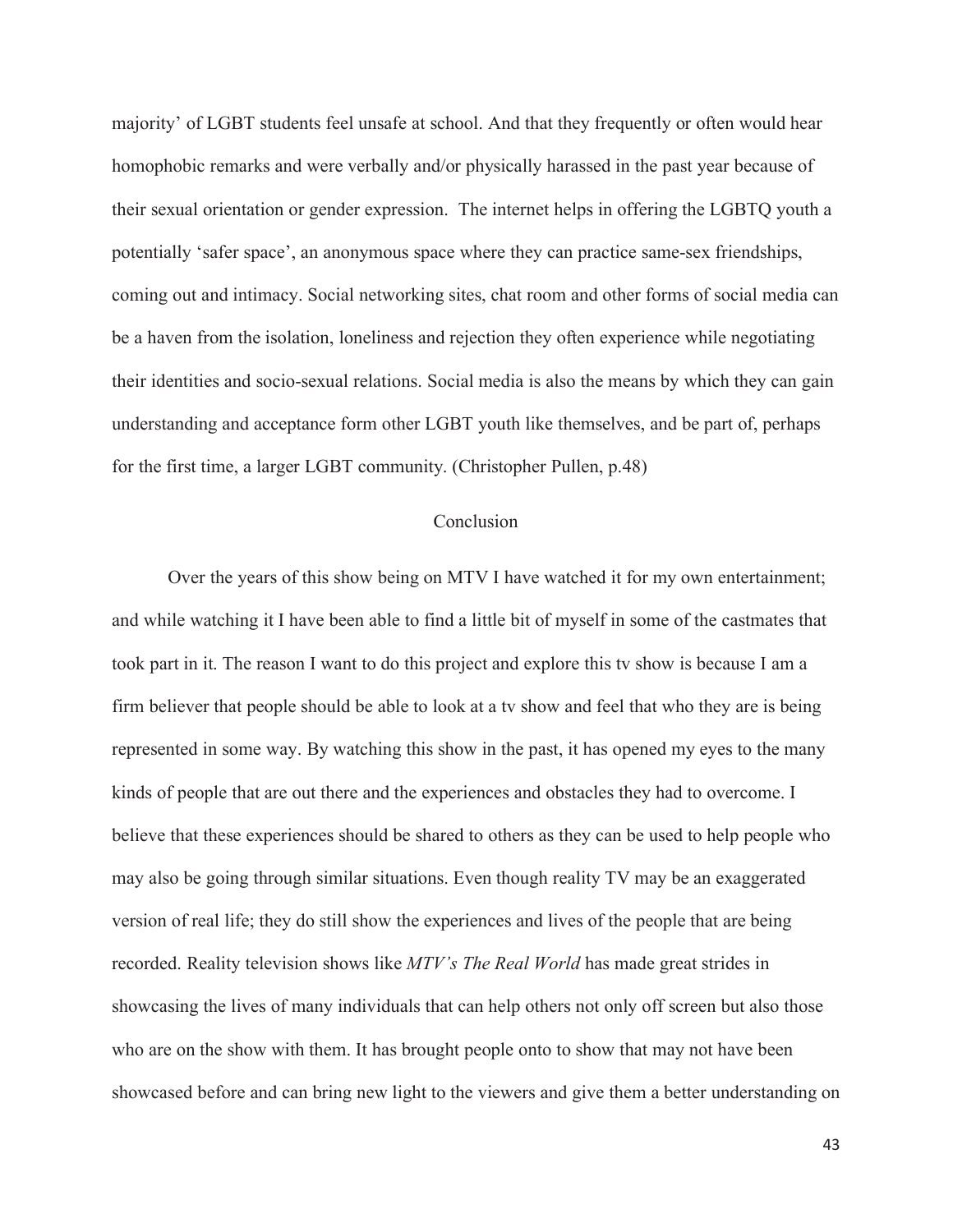majority' of LGBT students feel unsafe at school. And that they frequently or often would hear homophobic remarks and were verbally and/or physically harassed in the past year because of their sexual orientation or gender expression.  The internet helps in offering the LGBTQ youth a potentially 'safer space', an anonymous space where they can practice same-sex friendships, coming out and intimacy. Social networking sites, chat room and other forms of social media can be a haven from the isolation, loneliness and rejection they often experience while negotiating their identities and socio-sexual relations. Social media is also the means by which they can gain understanding and acceptance form other LGBT youth like themselves, and be part of, perhaps for the first time, a larger LGBT community. (Christopher Pullen, p.48)

## Conclusion

Over the years of this show being on MTV I have watched it for my own entertainment; and while watching it I have been able to find a little bit of myself in some of the castmates that took part in it. The reason I want to do this project and explore this tv show is because I am a firm believer that people should be able to look at a tv show and feel that who they are is being represented in some way. By watching this show in the past, it has opened my eyes to the many kinds of people that are out there and the experiences and obstacles they had to overcome. I believe that these experiences should be shared to others as they can be used to help people who may also be going through similar situations. Even though reality TV may be an exaggerated version of real life; they do still show the experiences and lives of the people that are being recorded. Reality television shows like *MTV's The Real World* has made great strides in showcasing the lives of many individuals that can help others not only off screen but also those who are on the show with them. It has brought people onto to show that may not have been showcased before and can bring new light to the viewers and give them a better understanding on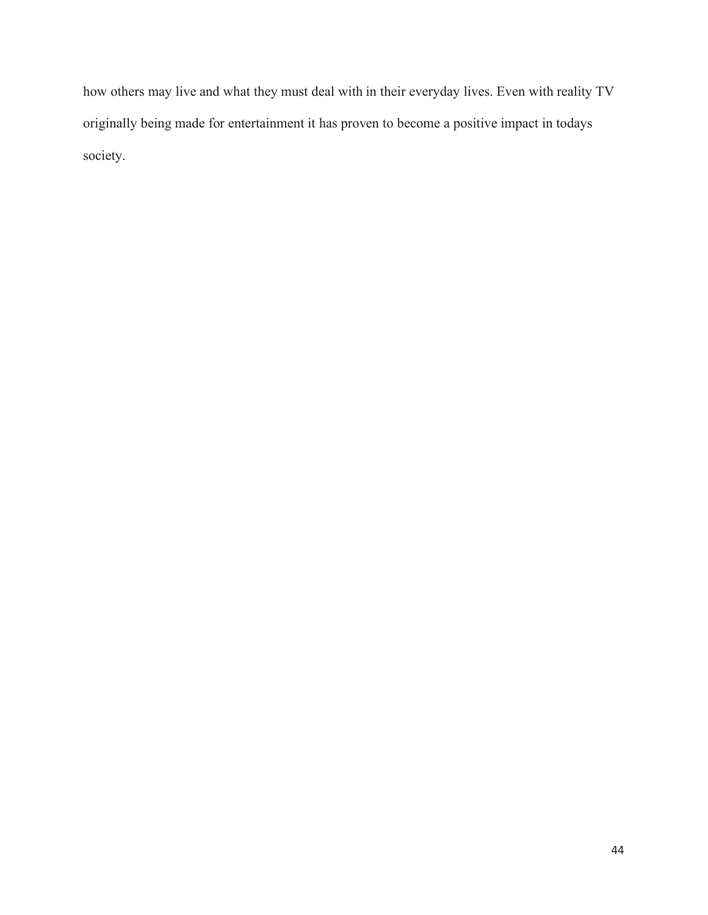how others may live and what they must deal with in their everyday lives. Even with reality TV originally being made for entertainment it has proven to become a positive impact in todays society.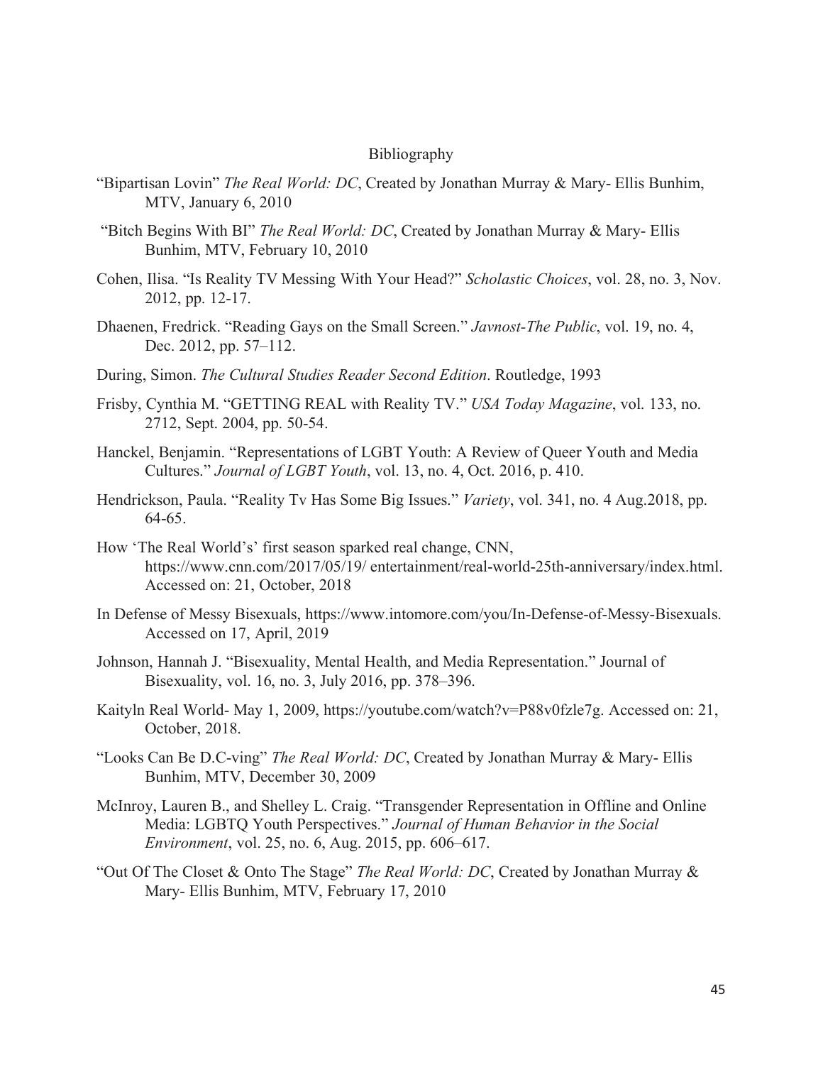# Bibliography

"Bipartisan Lovin" *The Real World: DC*, Created by Jonathan Murray & Mary- Ellis Bunhim, MTV, January 6, 2010

"Bitch Begins With BI" *The Real World: DC*, Created by Jonathan Murray & Mary- Ellis Bunhim, MTV, February 10, 2010

Cohen, Ilisa. "Is Reality TV Messing With Your Head?" *Scholastic Choices*, vol. 28, no. 3, Nov. 2012, pp. 12-17.

Dhaenen, Fredrick. "Reading Gays on the Small Screen." *Javnost-The Public*, vol. 19, no. 4, Dec. 2012, pp. 57–112.

During, Simon. *The Cultural Studies Reader Second Edition*. Routledge, 1993

Frisby, Cynthia M. "GETTING REAL with Reality TV." *USA Today Magazine*, vol. 133, no. 2712, Sept. 2004, pp. 50-54.

Hanckel, Benjamin. "Representations of LGBT Youth: A Review of Queer Youth and Media Cultures." *Journal of LGBT Youth*, vol. 13, no. 4, Oct. 2016, p. 410.

Hendrickson, Paula. "Reality Tv Has Some Big Issues." *Variety*, vol. 341, no. 4 Aug.2018, pp. 64-65.

How 'The Real World's' first season sparked real change, CNN, https://www.cnn.com/2017/05/19/ entertainment/real-world-25th-anniversary/index.html. Accessed on: 21, October, 2018

In Defense of Messy Bisexuals, https://www.intomore.com/you/In-Defense-of-Messy-Bisexuals. Accessed on 17, April, 2019

Johnson, Hannah J. "Bisexuality, Mental Health, and Media Representation." Journal of Bisexuality, vol. 16, no. 3, July 2016, pp. 378–396.

Kaityln Real World- May 1, 2009, https://youtube.com/watch?v=P88v0fzle7g. Accessed on: 21, October, 2018.

"Looks Can Be D.C-ving" *The Real World: DC*, Created by Jonathan Murray & Mary- Ellis Bunhim, MTV, December 30, 2009

McInroy, Lauren B., and Shelley L. Craig. "Transgender Representation in Offline and Online Media: LGBTQ Youth Perspectives." *Journal of Human Behavior in the Social Environment*, vol. 25, no. 6, Aug. 2015, pp. 606–617.

"Out Of The Closet & Onto The Stage" *The Real World: DC*, Created by Jonathan Murray & Mary- Ellis Bunhim, MTV, February 17, 2010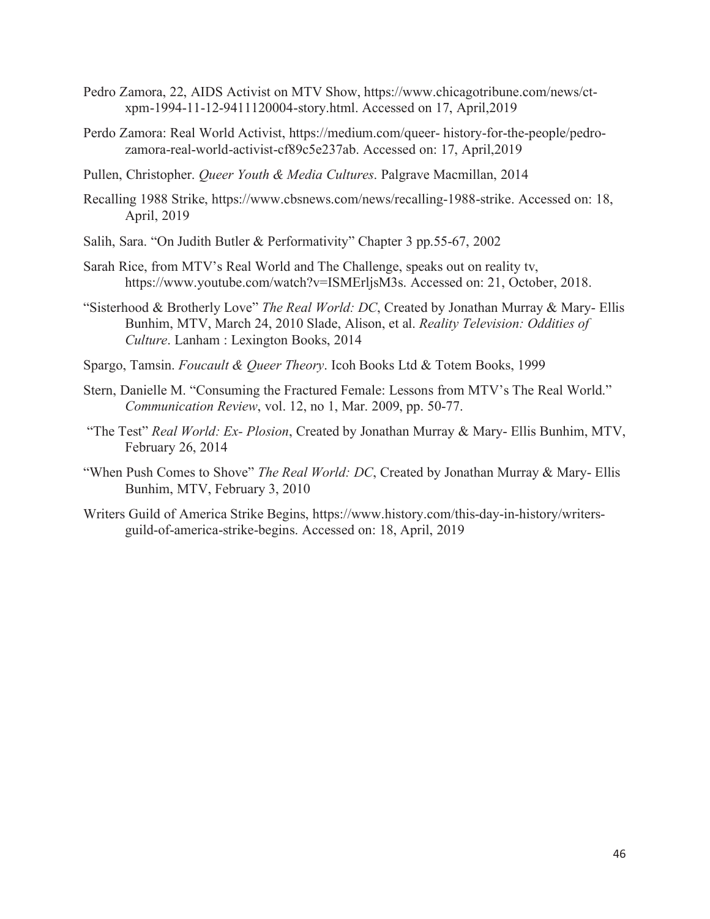Pedro Zamora, 22, AIDS Activist on MTV Show, https://www.chicagotribune.com/news/ct-xpm-1994-11-12-9411120004-story.html. Accessed on 17, April,2019

Perdo Zamora: Real World Activist, https://medium.com/queer- history-for-the-people/pedro-zamora-real-world-activist-cf89c5e237ab. Accessed on: 17, April,2019

Pullen, Christopher. *Queer Youth & Media Cultures*. Palgrave Macmillan, 2014

Recalling 1988 Strike, https://www.cbsnews.com/news/recalling-1988-strike. Accessed on: 18, April, 2019

Salih, Sara. "On Judith Butler & Performativity" Chapter 3 pp.55-67, 2002

Sarah Rice, from MTV's Real World and The Challenge, speaks out on reality tv, https://www.youtube.com/watch?v=ISMErljsM3s. Accessed on: 21, October, 2018.

"Sisterhood & Brotherly Love" *The Real World: DC*, Created by Jonathan Murray & Mary- Ellis Bunhim, MTV, March 24, 2010 Slade, Alison, et al. *Reality Television: Oddities of Culture*. Lanham : Lexington Books, 2014

Spargo, Tamsin. *Foucault & Queer Theory*. Icoh Books Ltd & Totem Books, 1999

Stern, Danielle M. "Consuming the Fractured Female: Lessons from MTV's The Real World." *Communication Review*, vol. 12, no 1, Mar. 2009, pp. 50-77.

"The Test" *Real World: Ex- Plosion*, Created by Jonathan Murray & Mary- Ellis Bunhim, MTV, February 26, 2014

"When Push Comes to Shove" *The Real World: DC*, Created by Jonathan Murray & Mary- Ellis Bunhim, MTV, February 3, 2010

Writers Guild of America Strike Begins, https://www.history.com/this-day-in-history/writers-guild-of-america-strike-begins. Accessed on: 18, April, 2019